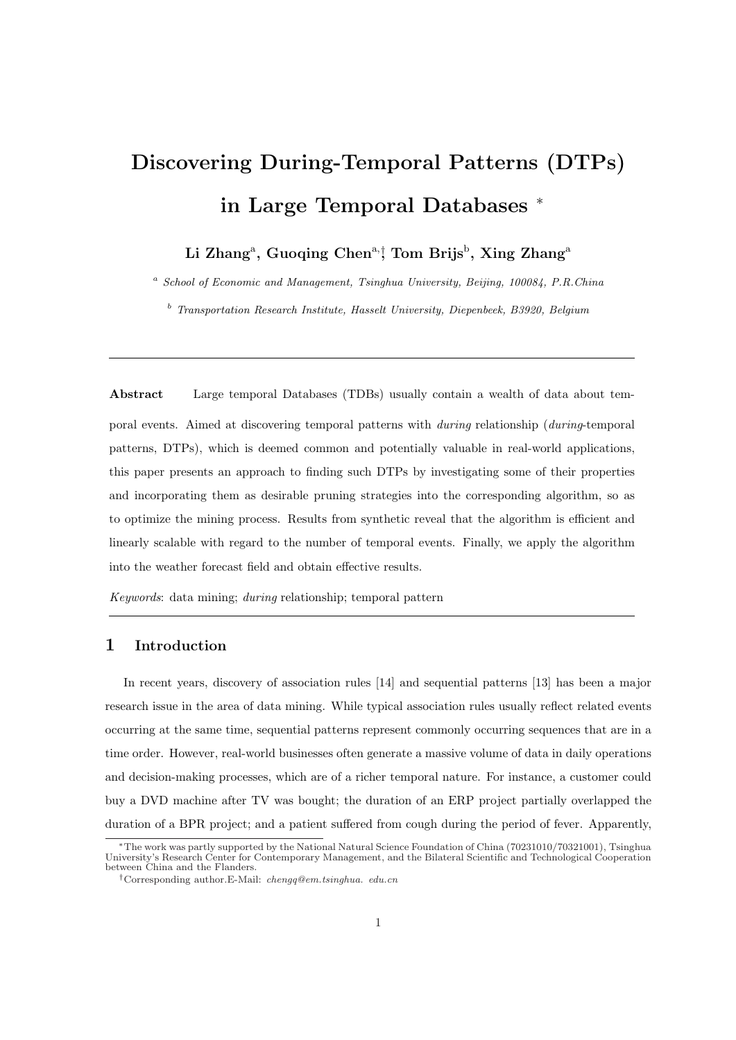# Discovering During-Temporal Patterns (DTPs) in Large Temporal Databases *

**Li Zhang[a], Guoqing Chen[a,†], Tom Brijs[b], Xing Zhang[a]**

[a] *School of Economic and Management, Tsinghua University, Beijing, 100084, P.R.China*

[b] *Transportation Research Institute, Hasselt University, Diepenbeek, B3920, Belgium*

---

**Abstract** Large temporal Databases (TDBs) usually contain a wealth of data about temporal events. Aimed at discovering temporal patterns with *during* relationship (*during*-temporal patterns, DTPs), which is deemed common and potentially valuable in real-world applications, this paper presents an approach to finding such DTPs by investigating some of their properties and incorporating them as desirable pruning strategies into the corresponding algorithm, so as to optimize the mining process. Results from synthetic reveal that the algorithm is efficient and linearly scalable with regard to the number of temporal events. Finally, we apply the algorithm into the weather forecast field and obtain effective results.

*Keywords*: data mining; *during* relationship; temporal pattern

---

## 1 Introduction

In recent years, discovery of association rules [14] and sequential patterns [13] has been a major research issue in the area of data mining. While typical association rules usually reflect related events occurring at the same time, sequential patterns represent commonly occurring sequences that are in a time order. However, real-world businesses often generate a massive volume of data in daily operations and decision-making processes, which are of a richer temporal nature. For instance, a customer could buy a DVD machine after TV was bought; the duration of an ERP project partially overlapped the duration of a BPR project; and a patient suffered from cough during the period of fever. Apparently,

---

*The work was partly supported by the National Natural Science Foundation of China (70231010/70321001), Tsinghua University's Research Center for Contemporary Management, and the Bilateral Scientific and Technological Cooperation between China and the Flanders.

†Corresponding author.E-Mail: *chengq@em.tsinghua. edu.cn*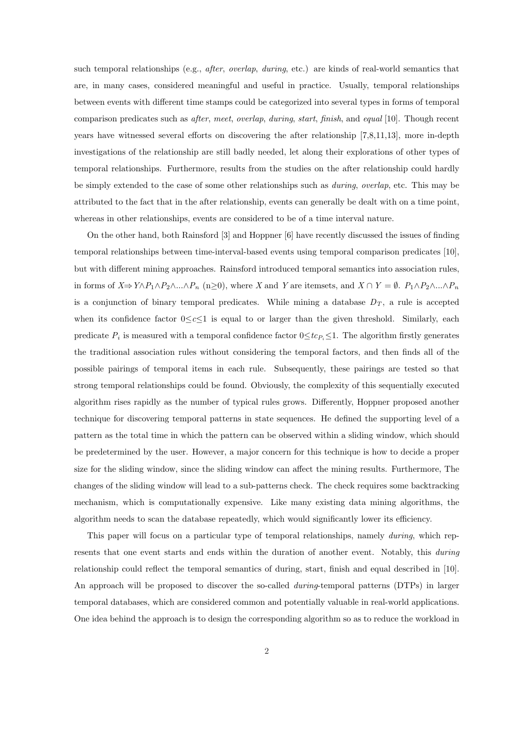such temporal relationships (e.g., *after*, *overlap*, *during*, etc.) are kinds of real-world semantics that are, in many cases, considered meaningful and useful in practice. Usually, temporal relationships between events with different time stamps could be categorized into several types in forms of temporal comparison predicates such as *after*, *meet*, *overlap*, *during*, *start*, *finish*, and *equal* [10]. Though recent years have witnessed several efforts on discovering the after relationship [7,8,11,13], more in-depth investigations of the relationship are still badly needed, let along their explorations of other types of temporal relationships. Furthermore, results from the studies on the after relationship could hardly be simply extended to the case of some other relationships such as *during*, *overlap*, etc. This may be attributed to the fact that in the after relationship, events can generally be dealt with on a time point, whereas in other relationships, events are considered to be of a time interval nature.

On the other hand, both Rainsford [3] and Hoppner [6] have recently discussed the issues of finding temporal relationships between time-interval-based events using temporal comparison predicates [10], but with different mining approaches. Rainsford introduced temporal semantics into association rules, in forms of $X \Rightarrow Y \wedge P_1 \wedge P_2 \wedge ... \wedge P_n$ ($n \geq 0$), where $X$ and $Y$ are itemsets, and $X \cap Y = \emptyset$. $P_1 \wedge P_2 \wedge ... \wedge P_n$ is a conjunction of binary temporal predicates. While mining a database $D_T$, a rule is accepted when its confidence factor $0 \leq c \leq 1$ is equal to or larger than the given threshold. Similarly, each predicate $P_i$ is measured with a temporal confidence factor $0 \leq tc_{P_i} \leq 1$. The algorithm firstly generates the traditional association rules without considering the temporal factors, and then finds all of the possible pairings of temporal items in each rule. Subsequently, these pairings are tested so that strong temporal relationships could be found. Obviously, the complexity of this sequentially executed algorithm rises rapidly as the number of typical rules grows. Differently, Hoppner proposed another technique for discovering temporal patterns in state sequences. He defined the supporting level of a pattern as the total time in which the pattern can be observed within a sliding window, which should be predetermined by the user. However, a major concern for this technique is how to decide a proper size for the sliding window, since the sliding window can affect the mining results. Furthermore, The changes of the sliding window will lead to a sub-patterns check. The check requires some backtracking mechanism, which is computationally expensive. Like many existing data mining algorithms, the algorithm needs to scan the database repeatedly, which would significantly lower its efficiency.

This paper will focus on a particular type of temporal relationships, namely *during*, which represents that one event starts and ends within the duration of another event. Notably, this *during* relationship could reflect the temporal semantics of during, start, finish and equal described in [10]. An approach will be proposed to discover the so-called *during*-temporal patterns (DTPs) in larger temporal databases, which are considered common and potentially valuable in real-world applications. One idea behind the approach is to design the corresponding algorithm so as to reduce the workload in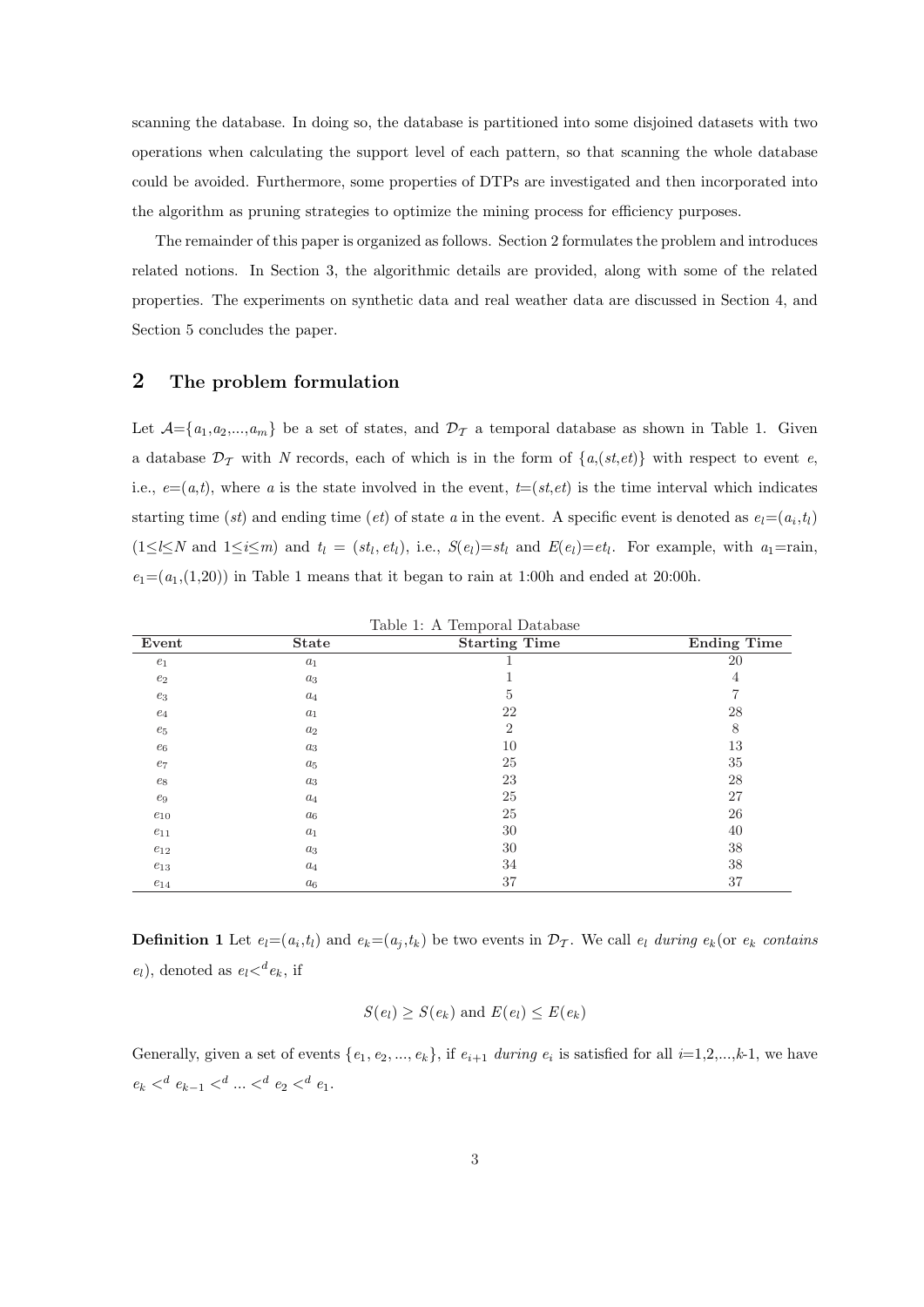scanning the database. In doing so, the database is partitioned into some disjoined datasets with two operations when calculating the support level of each pattern, so that scanning the whole database could be avoided. Furthermore, some properties of DTPs are investigated and then incorporated into the algorithm as pruning strategies to optimize the mining process for efficiency purposes.

The remainder of this paper is organized as follows. Section 2 formulates the problem and introduces related notions. In Section 3, the algorithmic details are provided, along with some of the related properties. The experiments on synthetic data and real weather data are discussed in Section 4, and Section 5 concludes the paper.

## 2 The problem formulation

Let $\mathcal{A}=\{a_1,a_2,...,a_m\}$ be a set of states, and $\mathcal{D}_{\mathcal{T}}$ a temporal database as shown in Table 1. Given a database $\mathcal{D}_{\mathcal{T}}$ with $N$ records, each of which is in the form of $\{a,(st,et)\}$ with respect to event $e$, i.e., $e=(a,t)$, where $a$ is the state involved in the event, $t=(st,et)$ is the time interval which indicates starting time ($st$) and ending time ($et$) of state $a$ in the event. A specific event is denoted as $e_l=(a_i,t_l)$ ($1\leq l\leq N$ and $1\leq i\leq m$) and $t_l = (st_l, et_l)$, i.e., $S(e_l)=st_l$ and $E(e_l)=et_l$. For example, with $a_1$=rain, $e_1=(a_1,(1,20))$ in Table 1 means that it began to rain at 1:00h and ended at 20:00h.

Table 1: A Temporal Database

| Event | State | Starting Time | Ending Time |
|---|---|---|---|
| $e_1$ | $a_1$ | 1 | 20 |
| $e_2$ | $a_3$ | 1 | 4 |
| $e_3$ | $a_4$ | 5 | 7 |
| $e_4$ | $a_1$ | 22 | 28 |
| $e_5$ | $a_2$ | 2 | 8 |
| $e_6$ | $a_3$ | 10 | 13 |
| $e_7$ | $a_5$ | 25 | 35 |
| $e_8$ | $a_3$ | 23 | 28 |
| $e_9$ | $a_4$ | 25 | 27 |
| $e_{10}$ | $a_6$ | 25 | 26 |
| $e_{11}$ | $a_1$ | 30 | 40 |
| $e_{12}$ | $a_3$ | 30 | 38 |
| $e_{13}$ | $a_4$ | 34 | 38 |
| $e_{14}$ | $a_6$ | 37 | 37 |

**Definition 1** Let $e_l=(a_i,t_l)$ and $e_k=(a_j,t_k)$ be two events in $\mathcal{D}_{\mathcal{T}}$. We call $e_l$ *during* $e_k$(or $e_k$ *contains* $e_l$), denoted as $e_l <^d e_k$, if

$$S(e_l) \geq S(e_k) \text{ and } E(e_l) \leq E(e_k)$$

Generally, given a set of events $\{e_1, e_2, ..., e_k\}$, if $e_{i+1}$ *during* $e_i$ is satisfied for all $i$=1,2,...,$k$-1, we have $e_k <^d e_{k-1} <^d ... <^d e_2 <^d e_1$.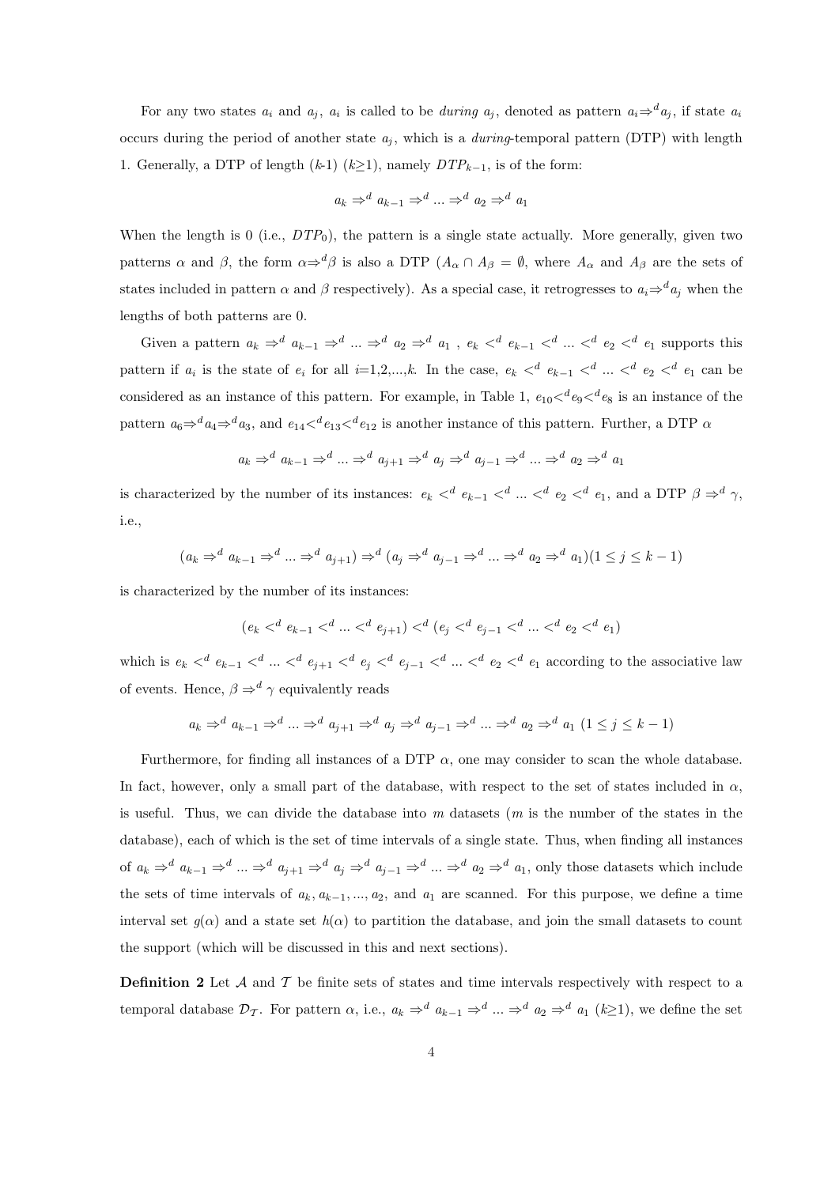For any two states $a_i$ and $a_j$, $a_i$ is called to be *during* $a_j$, denoted as pattern $a_i \Rightarrow^d a_j$, if state $a_i$ occurs during the period of another state $a_j$, which is a *during*-temporal pattern (DTP) with length 1. Generally, a DTP of length ($k$-1) ($k$≥1), namely $DTP_{k-1}$, is of the form:

$$a_k \Rightarrow^d a_{k-1} \Rightarrow^d ... \Rightarrow^d a_2 \Rightarrow^d a_1$$

When the length is 0 (i.e., $DTP_0$), the pattern is a single state actually. More generally, given two patterns $\alpha$ and $\beta$, the form $\alpha \Rightarrow^d \beta$ is also a DTP ($A_\alpha \cap A_\beta = \emptyset$, where $A_\alpha$ and $A_\beta$ are the sets of states included in pattern $\alpha$ and $\beta$ respectively). As a special case, it retrogresses to $a_i \Rightarrow^d a_j$ when the lengths of both patterns are 0.

Given a pattern $a_k \Rightarrow^d a_{k-1} \Rightarrow^d ... \Rightarrow^d a_2 \Rightarrow^d a_1$ , $e_k <^d e_{k-1} <^d ... <^d e_2 <^d e_1$ supports this pattern if $a_i$ is the state of $e_i$ for all $i$=1,2,...,$k$. In the case, $e_k <^d e_{k-1} <^d ... <^d e_2 <^d e_1$ can be considered as an instance of this pattern. For example, in Table 1, $e_{10} <^d e_9 <^d e_8$ is an instance of the pattern $a_6 \Rightarrow^d a_4 \Rightarrow^d a_3$, and $e_{14} <^d e_{13} <^d e_{12}$ is another instance of this pattern. Further, a DTP $\alpha$

$$a_k \Rightarrow^d a_{k-1} \Rightarrow^d ... \Rightarrow^d a_{j+1} \Rightarrow^d a_j \Rightarrow^d a_{j-1} \Rightarrow^d ... \Rightarrow^d a_2 \Rightarrow^d a_1$$

is characterized by the number of its instances: $e_k <^d e_{k-1} <^d ... <^d e_2 <^d e_1$, and a DTP $\beta \Rightarrow^d \gamma$, i.e.,

$$(a_k \Rightarrow^d a_{k-1} \Rightarrow^d ... \Rightarrow^d a_{j+1}) \Rightarrow^d (a_j \Rightarrow^d a_{j-1} \Rightarrow^d ... \Rightarrow^d a_2 \Rightarrow^d a_1)(1 \leq j \leq k-1)$$

is characterized by the number of its instances:

$$(e_k <^d e_{k-1} <^d ... <^d e_{j+1}) <^d (e_j <^d e_{j-1} <^d ... <^d e_2 <^d e_1)$$

which is $e_k <^d e_{k-1} <^d ... <^d e_{j+1} <^d e_j <^d e_{j-1} <^d ... <^d e_2 <^d e_1$ according to the associative law of events. Hence, $\beta \Rightarrow^d \gamma$ equivalently reads

$$a_k \Rightarrow^d a_{k-1} \Rightarrow^d ... \Rightarrow^d a_{j+1} \Rightarrow^d a_j \Rightarrow^d a_{j-1} \Rightarrow^d ... \Rightarrow^d a_2 \Rightarrow^d a_1 \ (1 \leq j \leq k-1)$$

Furthermore, for finding all instances of a DTP $\alpha$, one may consider to scan the whole database. In fact, however, only a small part of the database, with respect to the set of states included in $\alpha$, is useful. Thus, we can divide the database into $m$ datasets ($m$ is the number of the states in the database), each of which is the set of time intervals of a single state. Thus, when finding all instances of $a_k \Rightarrow^d a_{k-1} \Rightarrow^d ... \Rightarrow^d a_{j+1} \Rightarrow^d a_j \Rightarrow^d a_{j-1} \Rightarrow^d ... \Rightarrow^d a_2 \Rightarrow^d a_1$, only those datasets which include the sets of time intervals of $a_k, a_{k-1}, ..., a_2$, and $a_1$ are scanned. For this purpose, we define a time interval set $g(\alpha)$ and a state set $h(\alpha)$ to partition the database, and join the small datasets to count the support (which will be discussed in this and next sections).

**Definition 2** Let $\mathcal{A}$ and $\mathcal{T}$ be finite sets of states and time intervals respectively with respect to a temporal database $\mathcal{D}_\mathcal{T}$. For pattern $\alpha$, i.e., $a_k \Rightarrow^d a_{k-1} \Rightarrow^d ... \Rightarrow^d a_2 \Rightarrow^d a_1$ ($k$≥1), we define the set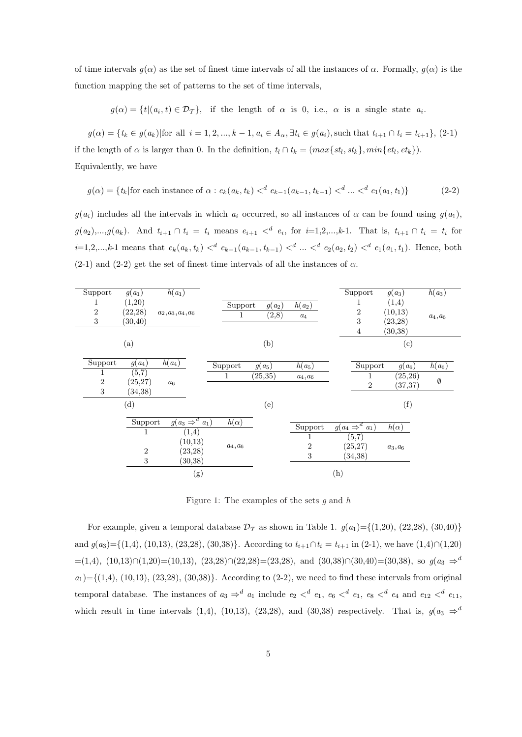of time intervals $g(\alpha)$ as the set of finest time intervals of all the instances of $\alpha$. Formally, $g(\alpha)$ is the function mapping the set of patterns to the set of time intervals,

$$g(\alpha) = \{t|(a_i, t) \in \mathcal{D}_{\mathcal{T}}\}, \quad \text{if the length of } \alpha \text{ is 0, i.e., } \alpha \text{ is a single state } a_i.$$

$$g(\alpha) = \{t_k \in g(a_k)|\text{for all } i = 1, 2, ..., k-1, a_i \in A_\alpha, \exists t_i \in g(a_i), \text{such that } t_{i+1} \cap t_i = t_{i+1}\}, \text{(2-1)}$$

if the length of $\alpha$ is larger than 0. In the definition, $t_l \cap t_k = (max\{st_l, st_k\}, min\{et_l, et_k\})$. Equivalently, we have

$$g(\alpha) = \{t_k|\text{for each instance of } \alpha : e_k(a_k, t_k) <^d e_{k-1}(a_{k-1}, t_{k-1}) <^d ... <^d e_1(a_1, t_1)\} \quad \text{(2-2)}$$

$g(a_i)$ includes all the intervals in which $a_i$ occurred, so all instances of $\alpha$ can be found using $g(a_1)$, $g(a_2)$,...,$g(a_k)$. And $t_{i+1} \cap t_i = t_i$ means $e_{i+1} <^d e_i$, for $i$=1,2,...,$k$-1. That is, $t_{i+1} \cap t_i = t_i$ for $i$=1,2,...,$k$-1 means that $e_k(a_k, t_k) <^d e_{k-1}(a_{k-1}, t_{k-1}) <^d ... <^d e_2(a_2, t_2) <^d e_1(a_1, t_1)$. Hence, both (2-1) and (2-2) get the set of finest time intervals of all the instances of $\alpha$.

(a)

| Support | $g(a_1)$ | $h(a_1)$ |
|---|---|---|
| 1 | (1,20) | |
| 2 | (22,28) | $a_2, a_3, a_4, a_6$ |
| 3 | (30,40) | |

(b)

| Support | $g(a_2)$ | $h(a_2)$ |
|---|---|---|
| 1 | (2,8) | $a_4$ |

(c)

| Support | $g(a_3)$ | $h(a_3)$ |
|---|---|---|
| 1 | (1,4) | |
| 2 | (10,13) | $a_4, a_6$ |
| 3 | (23,28) | |
| 4 | (30,38) | |

(d)

| Support | $g(a_4)$ | $h(a_4)$ |
|---|---|---|
| 1 | (5,7) | |
| 2 | (25,27) | $a_6$ |
| 3 | (34,38) | |

(e)

| Support | $g(a_5)$ | $h(a_5)$ |
|---|---|---|
| 1 | (25,35) | $a_4, a_6$ |

(f)

| Support | $g(a_6)$ | $h(a_6)$ |
|---|---|---|
| 1 | (25,26) | $\emptyset$ |
| 2 | (37,37) | |

(g)

| Support | $g(a_3 \Rightarrow^d a_1)$ | $h(\alpha)$ |
|---|---|---|
| 1 | (1,4) | |
| | (10,13) | $a_4, a_6$ |
| 2 | (23,28) | |
| 3 | (30,38) | |

(h)

| Support | $g(a_4 \Rightarrow^d a_1)$ | $h(\alpha)$ |
|---|---|---|
| 1 | (5,7) | |
| 2 | (25,27) | $a_3, a_6$ |
| 3 | (34,38) | |

Figure 1: The examples of the sets $g$ and $h$

For example, given a temporal database $\mathcal{D}_{\mathcal{T}}$ as shown in Table 1. $g(a_1)$={(1,20), (22,28), (30,40)} and $g(a_3)$={(1,4), (10,13), (23,28), (30,38)}. According to $t_{i+1} \cap t_i = t_{i+1}$ in (2-1), we have (1,4)∩(1,20) =(1,4), (10,13)∩(1,20)=(10,13), (23,28)∩(22,28)=(23,28), and (30,38)∩(30,40)=(30,38), so $g(a_3 \Rightarrow^d a_1)$={(1,4), (10,13), (23,28), (30,38)}. According to (2-2), we need to find these intervals from original temporal database. The instances of $a_3 \Rightarrow^d a_1$ include $e_2 <^d e_1$, $e_6 <^d e_1$, $e_8 <^d e_4$ and $e_{12} <^d e_{11}$, which result in time intervals (1,4), (10,13), (23,28), and (30,38) respectively. That is, $g(a_3 \Rightarrow^d$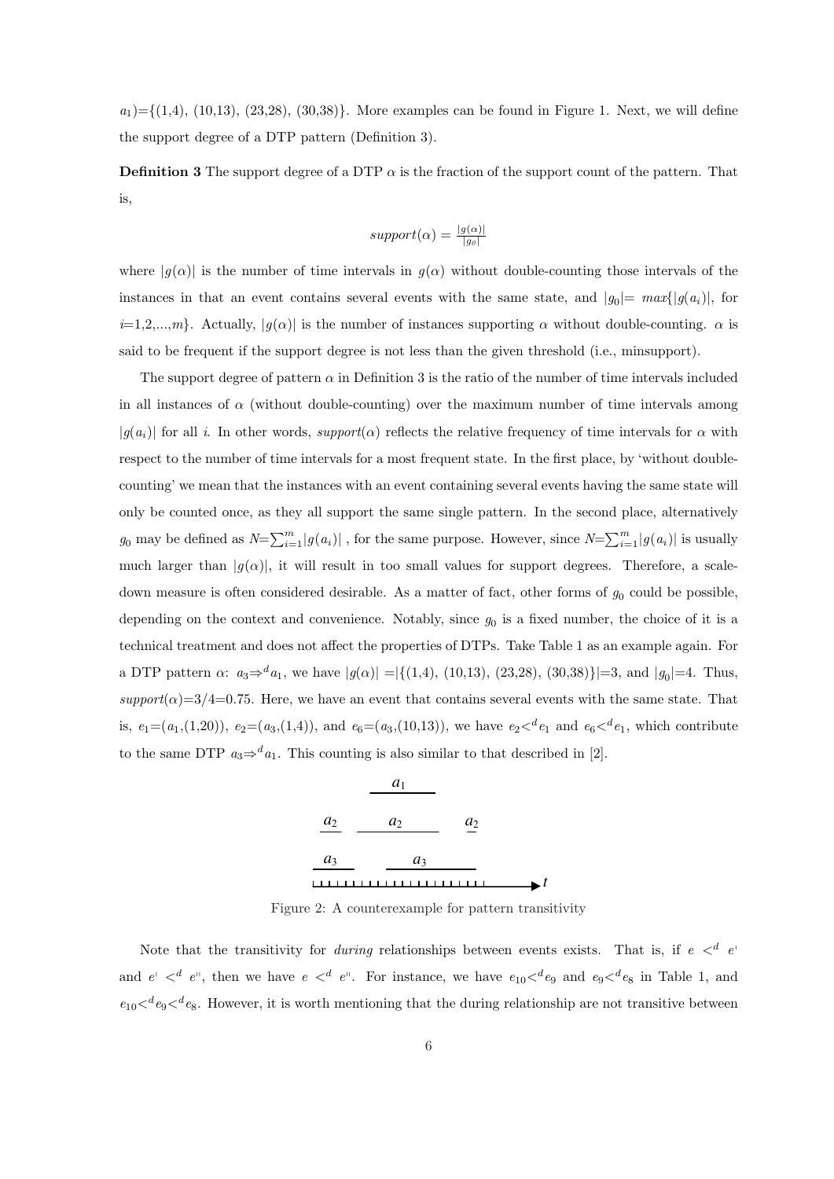$a_1$)={(1,4), (10,13), (23,28), (30,38)}. More examples can be found in Figure 1. Next, we will define the support degree of a DTP pattern (Definition 3).

**Definition 3** The support degree of a DTP $\alpha$ is the fraction of the support count of the pattern. That is,

$$support(\alpha) = \frac{|g(\alpha)|}{|g_0|}$$

where $|g(\alpha)|$ is the number of time intervals in $g(\alpha)$ without double-counting those intervals of the instances in that an event contains several events with the same state, and $|g_0| = max\{|g(a_i)|$, for $i$=1,2,...,$m$}. Actually, $|g(\alpha)|$ is the number of instances supporting $\alpha$ without double-counting. $\alpha$ is said to be frequent if the support degree is not less than the given threshold (i.e., minsupport).

The support degree of pattern $\alpha$ in Definition 3 is the ratio of the number of time intervals included in all instances of $\alpha$ (without double-counting) over the maximum number of time intervals among $|g(a_i)|$ for all $i$. In other words, *support*($\alpha$) reflects the relative frequency of time intervals for $\alpha$ with respect to the number of time intervals for a most frequent state. In the first place, by 'without double-counting' we mean that the instances with an event containing several events having the same state will only be counted once, as they all support the same single pattern. In the second place, alternatively $g_0$ may be defined as $N=\sum_{i=1}^{m}|g(a_i)|$ , for the same purpose. However, since $N=\sum_{i=1}^{m}|g(a_i)|$ is usually much larger than $|g(\alpha)|$, it will result in too small values for support degrees. Therefore, a scale-down measure is often considered desirable. As a matter of fact, other forms of $g_0$ could be possible, depending on the context and convenience. Notably, since $g_0$ is a fixed number, the choice of it is a technical treatment and does not affect the properties of DTPs. Take Table 1 as an example again. For a DTP pattern $\alpha$: $a_3 \Rightarrow^d a_1$, we have $|g(\alpha)|$ =|{(1,4), (10,13), (23,28), (30,38)}|=3, and $|g_0|$=4. Thus, *support*($\alpha$)=3/4=0.75. Here, we have an event that contains several events with the same state. That is, $e_1$=($a_1$,(1,20)), $e_2$=($a_3$,(1,4)), and $e_6$=($a_3$,(10,13)), we have $e_2 <^d e_1$ and $e_6 <^d e_1$, which contribute to the same DTP $a_3 \Rightarrow^d a_1$. This counting is also similar to that described in [2].

Figure 2: A counterexample for pattern transitivity

Note that the transitivity for *during* relationships between events exists. That is, if $e <^d e'$ and $e' <^d e''$, then we have $e <^d e''$. For instance, we have $e_{10} <^d e_9$ and $e_9 <^d e_8$ in Table 1, and $e_{10} <^d e_9 <^d e_8$. However, it is worth mentioning that the during relationship are not transitive between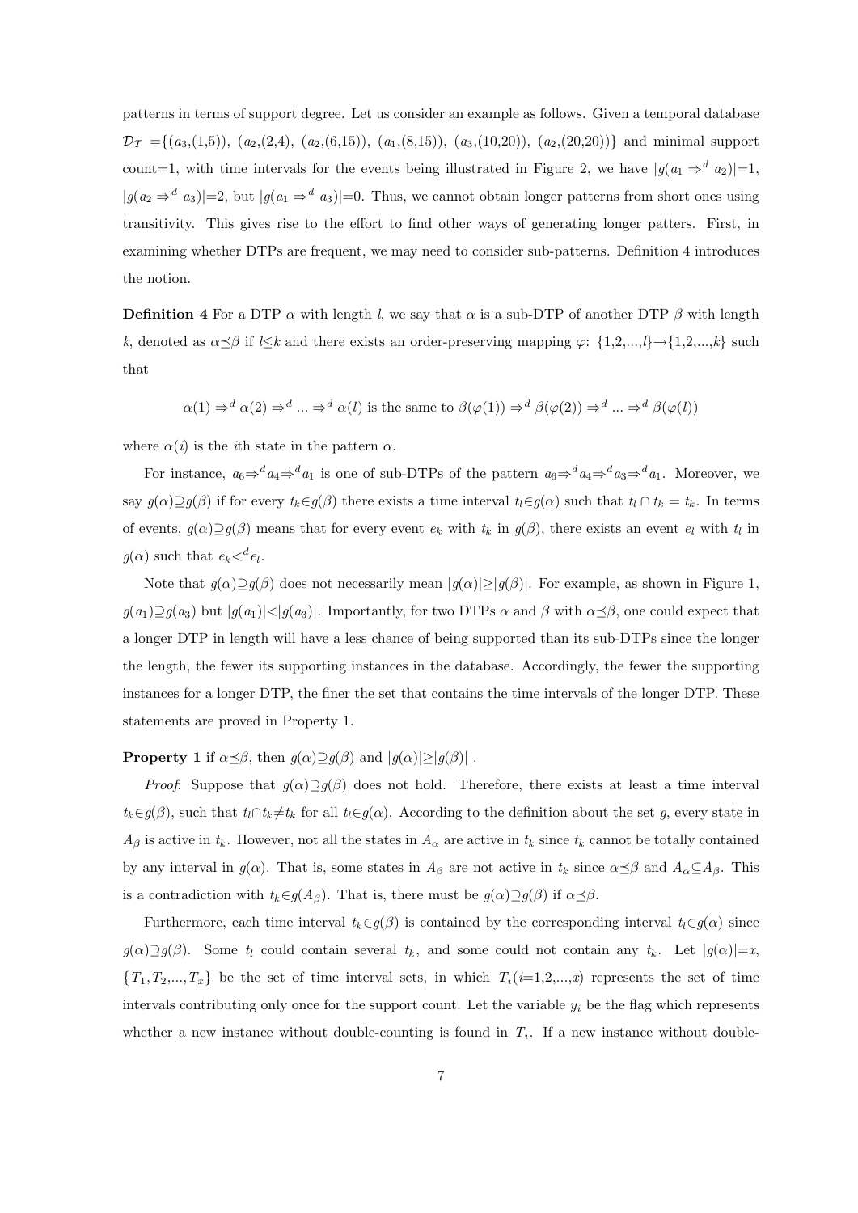patterns in terms of support degree. Let us consider an example as follows. Given a temporal database $\mathcal{D}_{\mathcal{T}}$ ={($a_3$,(1,5)), ($a_2$,(2,4), ($a_2$,(6,15)), ($a_1$,(8,15)), ($a_3$,(10,20)), ($a_2$,(20,20))} and minimal support count=1, with time intervals for the events being illustrated in Figure 2, we have $|g(a_1 \Rightarrow^d a_2)|$=1, $|g(a_2 \Rightarrow^d a_3)|$=2, but $|g(a_1 \Rightarrow^d a_3)|$=0. Thus, we cannot obtain longer patterns from short ones using transitivity. This gives rise to the effort to find other ways of generating longer patters. First, in examining whether DTPs are frequent, we may need to consider sub-patterns. Definition 4 introduces the notion.

**Definition 4** For a DTP $\alpha$ with length $l$, we say that $\alpha$ is a sub-DTP of another DTP $\beta$ with length $k$, denoted as $\alpha \preceq \beta$ if $l \leq k$ and there exists an order-preserving mapping $\varphi$: {1,2,...,$l$}→{1,2,...,$k$} such that

$$\alpha(1) \Rightarrow^d \alpha(2) \Rightarrow^d \ldots \Rightarrow^d \alpha(l) \text{ is the same to } \beta(\varphi(1)) \Rightarrow^d \beta(\varphi(2)) \Rightarrow^d \ldots \Rightarrow^d \beta(\varphi(l))$$

where $\alpha(i)$ is the $i$th state in the pattern $\alpha$.

For instance, $a_6 \Rightarrow^d a_4 \Rightarrow^d a_1$ is one of sub-DTPs of the pattern $a_6 \Rightarrow^d a_4 \Rightarrow^d a_3 \Rightarrow^d a_1$. Moreover, we say $g(\alpha) \supseteq g(\beta)$ if for every $t_k \in g(\beta)$ there exists a time interval $t_l \in g(\alpha)$ such that $t_l \cap t_k = t_k$. In terms of events, $g(\alpha) \supseteq g(\beta)$ means that for every event $e_k$ with $t_k$ in $g(\beta)$, there exists an event $e_l$ with $t_l$ in $g(\alpha)$ such that $e_k <^d e_l$.

Note that $g(\alpha) \supseteq g(\beta)$ does not necessarily mean $|g(\alpha)| \geq |g(\beta)|$. For example, as shown in Figure 1, $g(a_1) \supseteq g(a_3)$ but $|g(a_1)| < |g(a_3)|$. Importantly, for two DTPs $\alpha$ and $\beta$ with $\alpha \preceq \beta$, one could expect that a longer DTP in length will have a less chance of being supported than its sub-DTPs since the longer the length, the fewer its supporting instances in the database. Accordingly, the fewer the supporting instances for a longer DTP, the finer the set that contains the time intervals of the longer DTP. These statements are proved in Property 1.

**Property 1** if $\alpha \preceq \beta$, then $g(\alpha) \supseteq g(\beta)$ and $|g(\alpha)| \geq |g(\beta)|$ .

*Proof*: Suppose that $g(\alpha) \supseteq g(\beta)$ does not hold. Therefore, there exists at least a time interval $t_k \in g(\beta)$, such that $t_l \cap t_k \neq t_k$ for all $t_l \in g(\alpha)$. According to the definition about the set $g$, every state in $A_\beta$ is active in $t_k$. However, not all the states in $A_\alpha$ are active in $t_k$ since $t_k$ cannot be totally contained by any interval in $g(\alpha)$. That is, some states in $A_\beta$ are not active in $t_k$ since $\alpha \preceq \beta$ and $A_\alpha \subseteq A_\beta$. This is a contradiction with $t_k \in g(A_\beta)$. That is, there must be $g(\alpha) \supseteq g(\beta)$ if $\alpha \preceq \beta$.

Furthermore, each time interval $t_k \in g(\beta)$ is contained by the corresponding interval $t_l \in g(\alpha)$ since $g(\alpha) \supseteq g(\beta)$. Some $t_l$ could contain several $t_k$, and some could not contain any $t_k$. Let $|g(\alpha)|=x$, $\{T_1, T_2, \ldots, T_x\}$ be the set of time interval sets, in which $T_i$($i$=1,2,...,$x$) represents the set of time intervals contributing only once for the support count. Let the variable $y_i$ be the flag which represents whether a new instance without double-counting is found in $T_i$. If a new instance without double-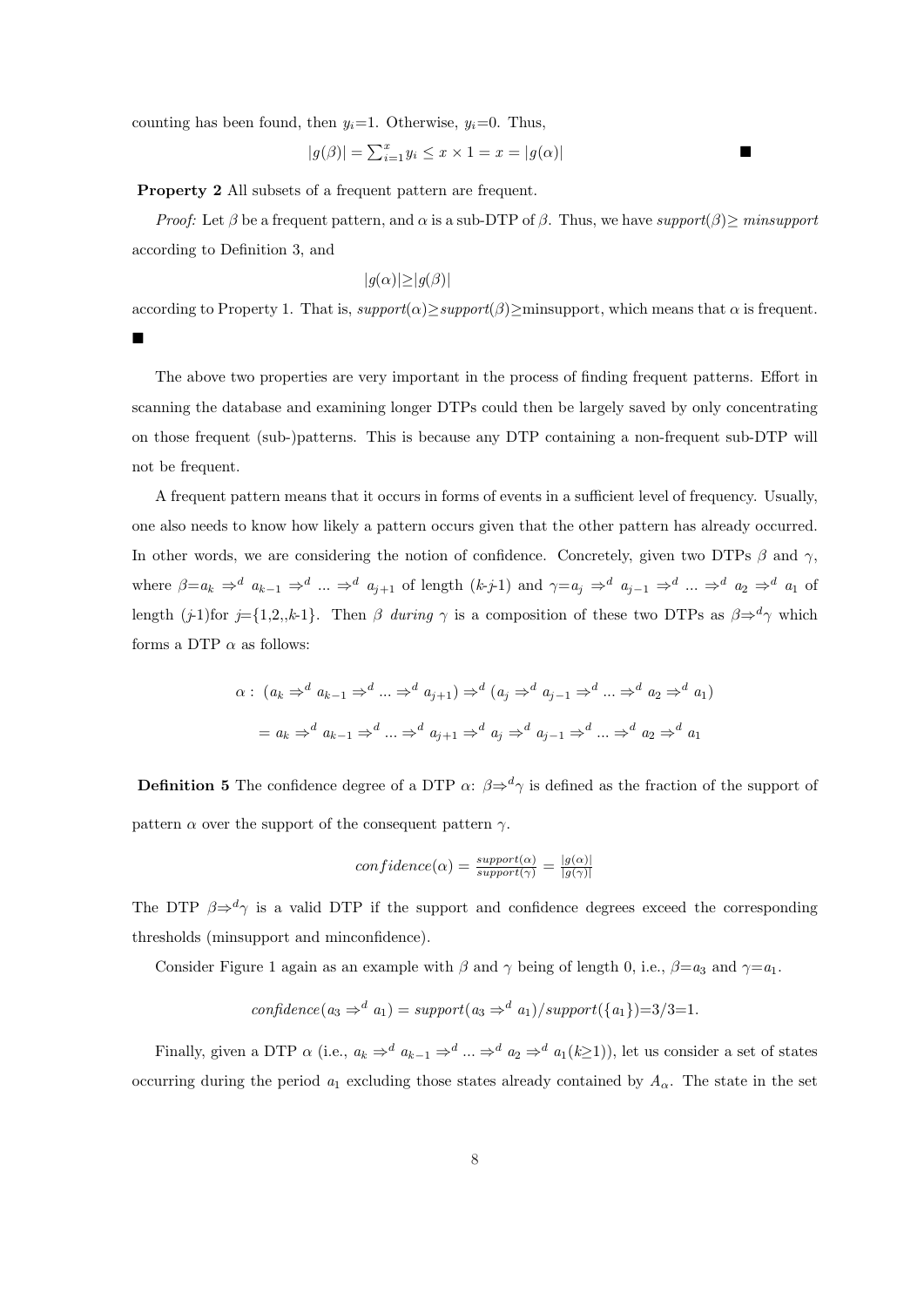counting has been found, then $y_i$=1. Otherwise, $y_i$=0. Thus,

$$|g(\beta)| = \sum_{i=1}^{x} y_i \leq x \times 1 = x = |g(\alpha)| \qquad \blacksquare$$

**Property 2** All subsets of a frequent pattern are frequent.

*Proof:* Let $\beta$ be a frequent pattern, and $\alpha$ is a sub-DTP of $\beta$. Thus, we have *support*($\beta$)$\geq$ *minsupport* according to Definition 3, and

$$|g(\alpha)| \geq |g(\beta)|$$

according to Property 1. That is, *support*($\alpha$)$\geq$*support*($\beta$)$\geq$minsupport, which means that $\alpha$ is frequent. $\blacksquare$

The above two properties are very important in the process of finding frequent patterns. Effort in scanning the database and examining longer DTPs could then be largely saved by only concentrating on those frequent (sub-)patterns. This is because any DTP containing a non-frequent sub-DTP will not be frequent.

A frequent pattern means that it occurs in forms of events in a sufficient level of frequency. Usually, one also needs to know how likely a pattern occurs given that the other pattern has already occurred. In other words, we are considering the notion of confidence. Concretely, given two DTPs $\beta$ and $\gamma$, where $\beta$=$a_k \Rightarrow^d a_{k-1} \Rightarrow^d ... \Rightarrow^d a_{j+1}$ of length ($k$-$j$-1) and $\gamma$=$a_j \Rightarrow^d a_{j-1} \Rightarrow^d ... \Rightarrow^d a_2 \Rightarrow^d a_1$ of length ($j$-1)for $j$={1,2,,$k$-1}. Then $\beta$ *during* $\gamma$ is a composition of these two DTPs as $\beta \Rightarrow^d \gamma$ which forms a DTP $\alpha$ as follows:

$$\alpha: \ (a_k \Rightarrow^d a_{k-1} \Rightarrow^d ... \Rightarrow^d a_{j+1}) \Rightarrow^d (a_j \Rightarrow^d a_{j-1} \Rightarrow^d ... \Rightarrow^d a_2 \Rightarrow^d a_1)$$

$$= a_k \Rightarrow^d a_{k-1} \Rightarrow^d ... \Rightarrow^d a_{j+1} \Rightarrow^d a_j \Rightarrow^d a_{j-1} \Rightarrow^d ... \Rightarrow^d a_2 \Rightarrow^d a_1$$

**Definition 5** The confidence degree of a DTP $\alpha$: $\beta \Rightarrow^d \gamma$ is defined as the fraction of the support of pattern $\alpha$ over the support of the consequent pattern $\gamma$.

$$confidence(\alpha) = \frac{support(\alpha)}{support(\gamma)} = \frac{|g(\alpha)|}{|g(\gamma)|}$$

The DTP $\beta \Rightarrow^d \gamma$ is a valid DTP if the support and confidence degrees exceed the corresponding thresholds (minsupport and minconfidence).

Consider Figure 1 again as an example with $\beta$ and $\gamma$ being of length 0, i.e., $\beta$=$a_3$ and $\gamma$=$a_1$.

$$confidence(a_3 \Rightarrow^d a_1) = support(a_3 \Rightarrow^d a_1)/support(\{a_1\}) = 3/3 = 1.$$

Finally, given a DTP $\alpha$ (i.e., $a_k \Rightarrow^d a_{k-1} \Rightarrow^d ... \Rightarrow^d a_2 \Rightarrow^d a_1 (k \geq 1)$), let us consider a set of states occurring during the period $a_1$ excluding those states already contained by $A_\alpha$. The state in the set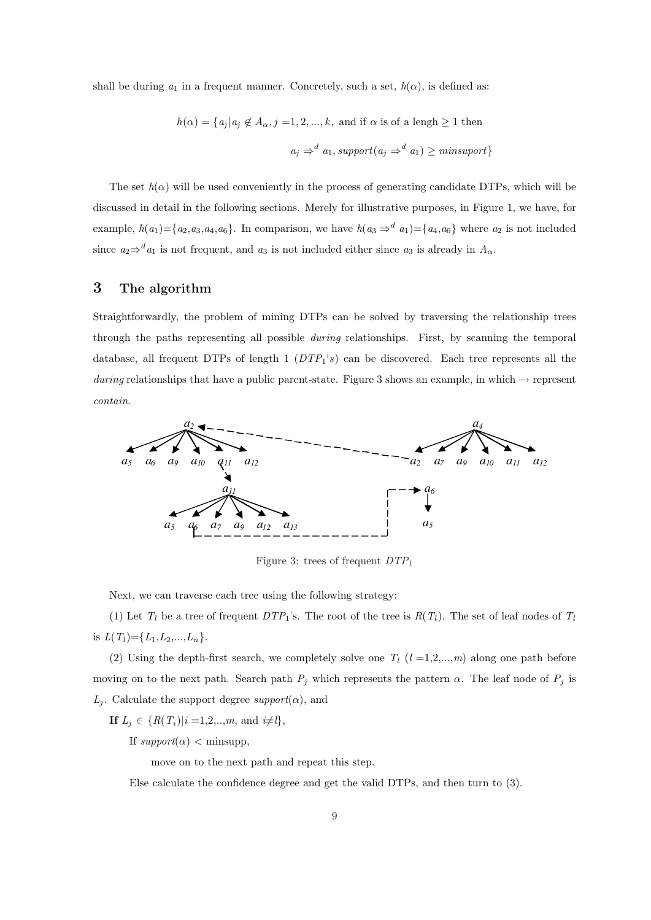shall be during $a_1$ in a frequent manner. Concretely, such a set, $h(\alpha)$, is defined as:

$$h(\alpha) = \{a_j | a_j \notin A_\alpha, j = 1, 2, ..., k, \text{ and if } \alpha \text{ is of a lengh} \geq 1 \text{ then}$$
$$a_j \Rightarrow^d a_1, support(a_j \Rightarrow^d a_1) \geq minsuport\}$$

The set $h(\alpha)$ will be used conveniently in the process of generating candidate DTPs, which will be discussed in detail in the following sections. Merely for illustrative purposes, in Figure 1, we have, for example, $h(a_1)$={$a_2$,$a_3$,$a_4$,$a_6$}. In comparison, we have $h(a_3 \Rightarrow^d a_1)$={$a_4$,$a_6$} where $a_2$ is not included since $a_2 \Rightarrow^d a_1$ is not frequent, and $a_3$ is not included either since $a_3$ is already in $A_\alpha$.

## 3 The algorithm

Straightforwardly, the problem of mining DTPs can be solved by traversing the relationship trees through the paths representing all possible *during* relationships. First, by scanning the temporal database, all frequent DTPs of length 1 ($DTP_1$'s) can be discovered. Each tree represents all the *during* relationships that have a public parent-state. Figure 3 shows an example, in which → represent *contain*.

Figure 3: trees of frequent $DTP_1$

Next, we can traverse each tree using the following strategy:

(1) Let $T_l$ be a tree of frequent $DTP_1$'s. The root of the tree is $R(T_l)$. The set of leaf nodes of $T_l$ is $L(T_l)$={$L_1$,$L_2$,...,$L_n$}.

(2) Using the depth-first search, we completely solve one $T_l$ ($l$ =1,2,...,$m$) along one path before moving on to the next path. Search path $P_j$ which represents the pattern $\alpha$. The leaf node of $P_j$ is $L_j$. Calculate the support degree *support*($\alpha$), and

**If** $L_j \in \{R(T_i) | i = 1,2,..,m, \text{ and } i \neq l\}$,

If *support*($\alpha$) < minsupp,

move on to the next path and repeat this step.

Else calculate the confidence degree and get the valid DTPs, and then turn to (3).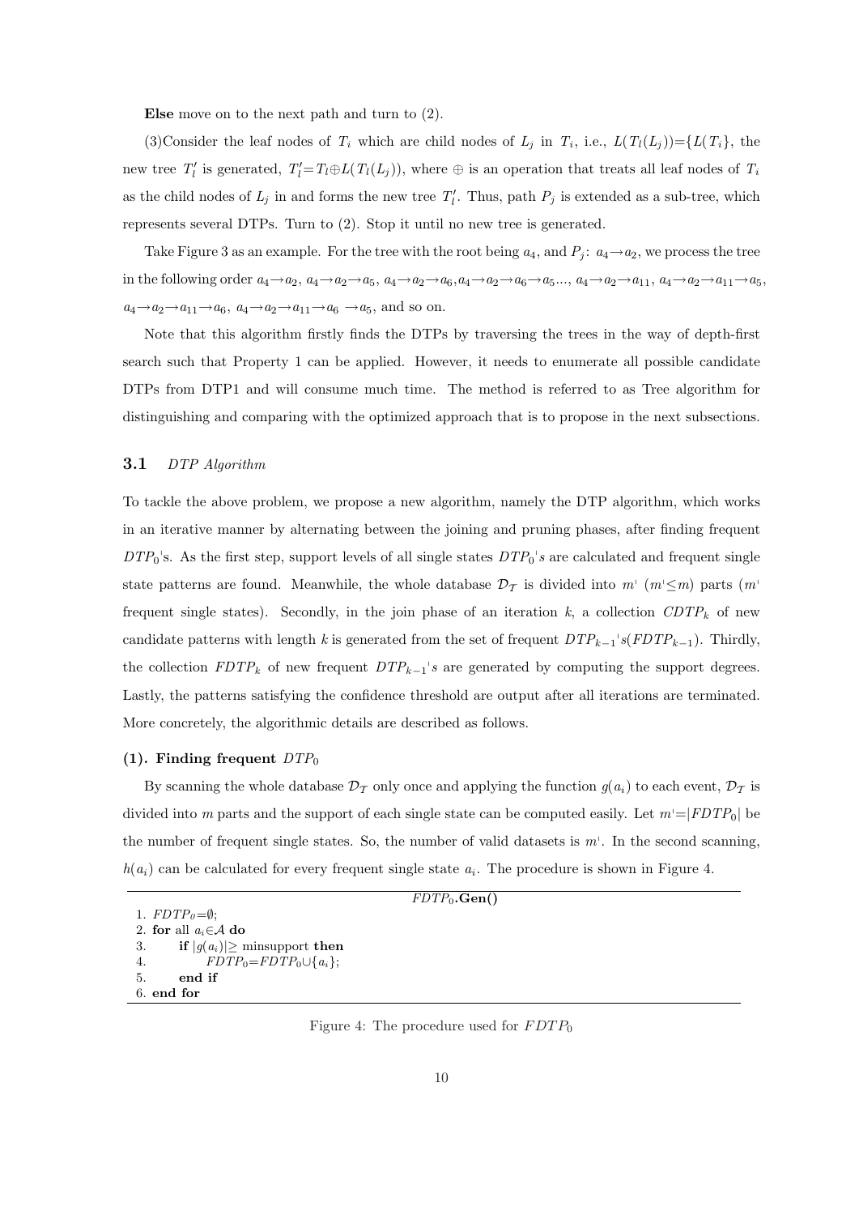**Else** move on to the next path and turn to (2).

(3)Consider the leaf nodes of $T_i$ which are child nodes of $L_j$ in $T_i$, i.e., $L(T_l(L_j))$={$L(T_i)$}, the new tree $T'_l$ is generated, $T'_l = T_l \oplus L(T_l(L_j))$, where $\oplus$ is an operation that treats all leaf nodes of $T_i$ as the child nodes of $L_j$ in and forms the new tree $T'_l$. Thus, path $P_j$ is extended as a sub-tree, which represents several DTPs. Turn to (2). Stop it until no new tree is generated.

Take Figure 3 as an example. For the tree with the root being $a_4$, and $P_j$: $a_4 \to a_2$, we process the tree in the following order $a_4 \to a_2$, $a_4 \to a_2 \to a_5$, $a_4 \to a_2 \to a_6$, $a_4 \to a_2 \to a_6 \to a_5$..., $a_4 \to a_2 \to a_{11}$, $a_4 \to a_2 \to a_{11} \to a_5$, $a_4 \to a_2 \to a_{11} \to a_6$, $a_4 \to a_2 \to a_{11} \to a_6 \to a_5$, and so on.

Note that this algorithm firstly finds the DTPs by traversing the trees in the way of depth-first search such that Property 1 can be applied. However, it needs to enumerate all possible candidate DTPs from DTP1 and will consume much time. The method is referred to as Tree algorithm for distinguishing and comparing with the optimized approach that is to propose in the next subsections.

### 3.1 *DTP Algorithm*

To tackle the above problem, we propose a new algorithm, namely the DTP algorithm, which works in an iterative manner by alternating between the joining and pruning phases, after finding frequent $DTP_0$'s. As the first step, support levels of all single states $DTP_0's$ are calculated and frequent single state patterns are found. Meanwhile, the whole database $\mathcal{D}_{\mathcal{T}}$ is divided into $m'$ ($m' \leq m$) parts ($m'$ frequent single states). Secondly, in the join phase of an iteration $k$, a collection $CDTP_k$ of new candidate patterns with length $k$ is generated from the set of frequent $DTP_{k-1}'s(FDTP_{k-1})$. Thirdly, the collection $FDTP_k$ of new frequent $DTP_{k-1}'s$ are generated by computing the support degrees. Lastly, the patterns satisfying the confidence threshold are output after all iterations are terminated. More concretely, the algorithmic details are described as follows.

**(1). Finding frequent** $DTP_0$

By scanning the whole database $\mathcal{D}_{\mathcal{T}}$ only once and applying the function $g(a_i)$ to each event, $\mathcal{D}_{\mathcal{T}}$ is divided into $m$ parts and the support of each single state can be computed easily. Let $m' = |FDTP_0|$ be the number of frequent single states. So, the number of valid datasets is $m'$. In the second scanning, $h(a_i)$ can be calculated for every frequent single state $a_i$. The procedure is shown in Figure 4.

```
                         FDTP_0.Gen()
1. FDTP_0=∅;
2. for all a_i∈A do
3.     if |g(a_i)|≥ minsupport then
4.         FDTP_0=FDTP_0∪{a_i};
5.     end if
6. end for
```

Figure 4: The procedure used for $FDTP_0$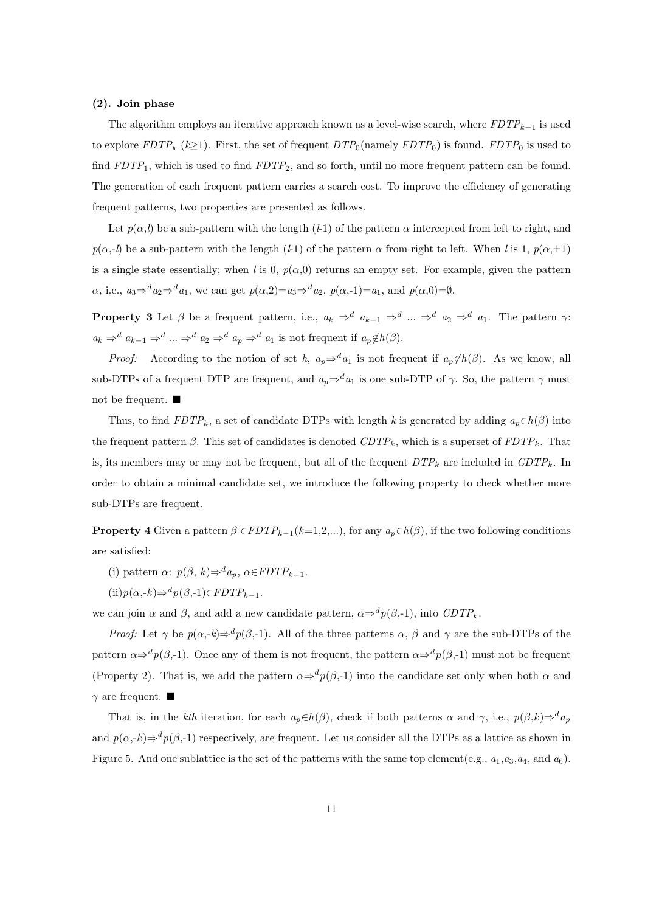**(2). Join phase**

The algorithm employs an iterative approach known as a level-wise search, where $FDTP_{k-1}$ is used to explore $FDTP_k$ ($k \geq 1$). First, the set of frequent $DTP_0$(namely $FDTP_0$) is found. $FDTP_0$ is used to find $FDTP_1$, which is used to find $FDTP_2$, and so forth, until no more frequent pattern can be found. The generation of each frequent pattern carries a search cost. To improve the efficiency of generating frequent patterns, two properties are presented as follows.

Let $p(\alpha,l)$ be a sub-pattern with the length ($l$-1) of the pattern $\alpha$ intercepted from left to right, and $p(\alpha,-l)$ be a sub-pattern with the length ($l$-1) of the pattern $\alpha$ from right to left. When $l$ is 1, $p(\alpha,\pm 1)$ is a single state essentially; when $l$ is 0, $p(\alpha,0)$ returns an empty set. For example, given the pattern $\alpha$, i.e., $a_3 \Rightarrow^d a_2 \Rightarrow^d a_1$, we can get $p(\alpha,2)=a_3 \Rightarrow^d a_2$, $p(\alpha,-1)=a_1$, and $p(\alpha,0)=\emptyset$.

**Property 3** Let $\beta$ be a frequent pattern, i.e., $a_k \Rightarrow^d a_{k-1} \Rightarrow^d ... \Rightarrow^d a_2 \Rightarrow^d a_1$. The pattern $\gamma$: $a_k \Rightarrow^d a_{k-1} \Rightarrow^d ... \Rightarrow^d a_2 \Rightarrow^d a_p \Rightarrow^d a_1$ is not frequent if $a_p \notin h(\beta)$.

*Proof:* According to the notion of set $h$, $a_p \Rightarrow^d a_1$ is not frequent if $a_p \notin h(\beta)$. As we know, all sub-DTPs of a frequent DTP are frequent, and $a_p \Rightarrow^d a_1$ is one sub-DTP of $\gamma$. So, the pattern $\gamma$ must not be frequent. ■

Thus, to find $FDTP_k$, a set of candidate DTPs with length $k$ is generated by adding $a_p \in h(\beta)$ into the frequent pattern $\beta$. This set of candidates is denoted $CDTP_k$, which is a superset of $FDTP_k$. That is, its members may or may not be frequent, but all of the frequent $DTP_k$ are included in $CDTP_k$. In order to obtain a minimal candidate set, we introduce the following property to check whether more sub-DTPs are frequent.

**Property 4** Given a pattern $\beta \in FDTP_{k-1}$($k$=1,2,...), for any $a_p \in h(\beta)$, if the two following conditions are satisfied:

(i) pattern $\alpha$: $p(\beta, k) \Rightarrow^d a_p$, $\alpha \in FDTP_{k-1}$.

(ii) $p(\alpha,-k) \Rightarrow^d p(\beta,-1) \in FDTP_{k-1}$.

we can join $\alpha$ and $\beta$, and add a new candidate pattern, $\alpha \Rightarrow^d p(\beta,-1)$, into $CDTP_k$.

*Proof:* Let $\gamma$ be $p(\alpha,-k) \Rightarrow^d p(\beta,-1)$. All of the three patterns $\alpha$, $\beta$ and $\gamma$ are the sub-DTPs of the pattern $\alpha \Rightarrow^d p(\beta,-1)$. Once any of them is not frequent, the pattern $\alpha \Rightarrow^d p(\beta,-1)$ must not be frequent (Property 2). That is, we add the pattern $\alpha \Rightarrow^d p(\beta,-1)$ into the candidate set only when both $\alpha$ and $\gamma$ are frequent. ■

That is, in the *kth* iteration, for each $a_p \in h(\beta)$, check if both patterns $\alpha$ and $\gamma$, i.e., $p(\beta,k) \Rightarrow^d a_p$ and $p(\alpha,-k) \Rightarrow^d p(\beta,-1)$ respectively, are frequent. Let us consider all the DTPs as a lattice as shown in Figure 5. And one sublattice is the set of the patterns with the same top element(e.g., $a_1$,$a_3$,$a_4$, and $a_6$).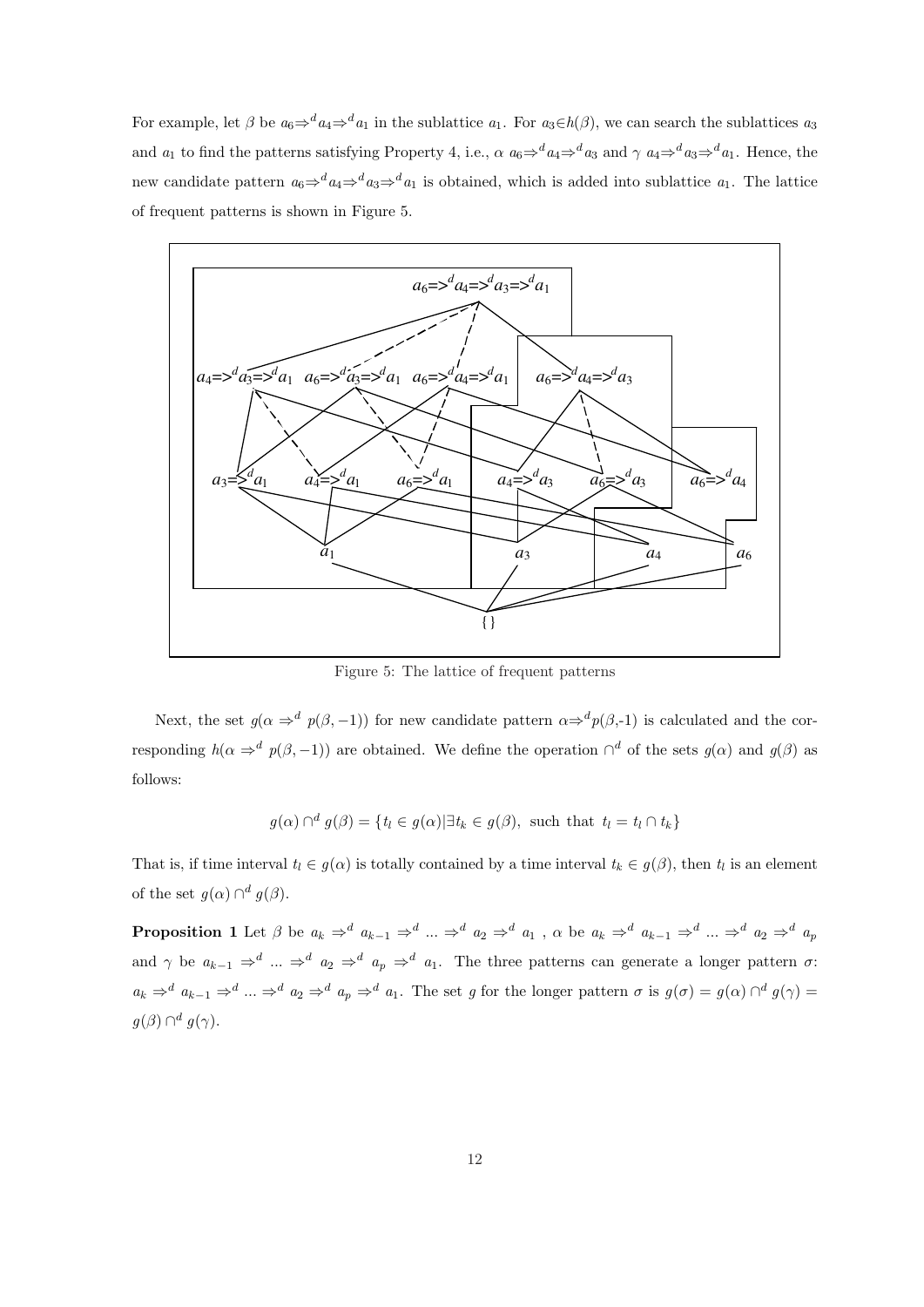For example, let $\beta$ be $a_6 \Rightarrow^d a_4 \Rightarrow^d a_1$ in the sublattice $a_1$. For $a_3 \in h(\beta)$, we can search the sublattices $a_3$ and $a_1$ to find the patterns satisfying Property 4, i.e., $\alpha$ $a_6 \Rightarrow^d a_4 \Rightarrow^d a_3$ and $\gamma$ $a_4 \Rightarrow^d a_3 \Rightarrow^d a_1$. Hence, the new candidate pattern $a_6 \Rightarrow^d a_4 \Rightarrow^d a_3 \Rightarrow^d a_1$ is obtained, which is added into sublattice $a_1$. The lattice of frequent patterns is shown in Figure 5.

Figure 5: The lattice of frequent patterns

Next, the set $g(\alpha \Rightarrow^d p(\beta, -1))$ for new candidate pattern $\alpha \Rightarrow^d p(\beta,-1)$ is calculated and the corresponding $h(\alpha \Rightarrow^d p(\beta, -1))$ are obtained. We define the operation $\cap^d$ of the sets $g(\alpha)$ and $g(\beta)$ as follows:

$$g(\alpha) \cap^d g(\beta) = \{t_l \in g(\alpha) | \exists t_k \in g(\beta), \text{ such that } t_l = t_l \cap t_k\}$$

That is, if time interval $t_l \in g(\alpha)$ is totally contained by a time interval $t_k \in g(\beta)$, then $t_l$ is an element of the set $g(\alpha) \cap^d g(\beta)$.

**Proposition 1** Let $\beta$ be $a_k \Rightarrow^d a_{k-1} \Rightarrow^d ... \Rightarrow^d a_2 \Rightarrow^d a_1$ , $\alpha$ be $a_k \Rightarrow^d a_{k-1} \Rightarrow^d ... \Rightarrow^d a_2 \Rightarrow^d a_p$ and $\gamma$ be $a_{k-1} \Rightarrow^d ... \Rightarrow^d a_2 \Rightarrow^d a_p \Rightarrow^d a_1$. The three patterns can generate a longer pattern $\sigma$: $a_k \Rightarrow^d a_{k-1} \Rightarrow^d ... \Rightarrow^d a_2 \Rightarrow^d a_p \Rightarrow^d a_1$. The set $g$ for the longer pattern $\sigma$ is $g(\sigma) = g(\alpha) \cap^d g(\gamma) = g(\beta) \cap^d g(\gamma)$.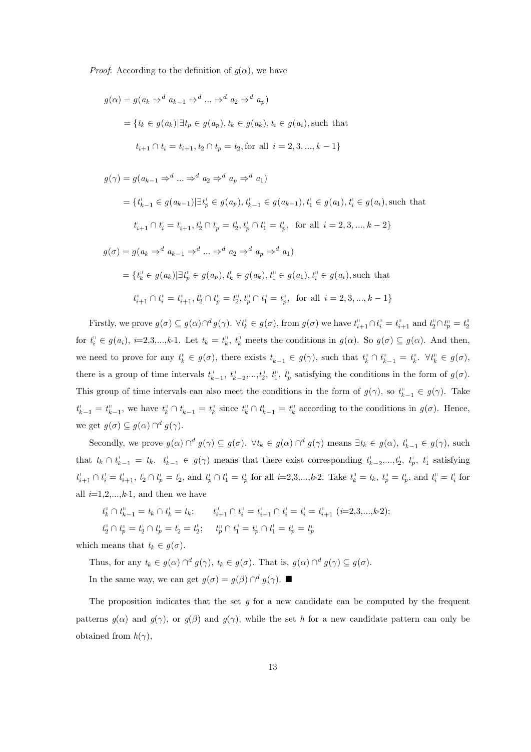*Proof*: According to the definition of $g(\alpha)$, we have

$$g(\alpha) = g(a_k \Rightarrow^d a_{k-1} \Rightarrow^d ... \Rightarrow^d a_2 \Rightarrow^d a_p)$$

$$= \{t_k \in g(a_k) | \exists t_p \in g(a_p), t_k \in g(a_k), t_i \in g(a_i), \text{such that}$$

$$t_{i+1} \cap t_i = t_{i+1}, t_2 \cap t_p = t_2, \text{for all } \ i = 2, 3, ..., k-1\}$$

$$g(\gamma) = g(a_{k-1} \Rightarrow^d ... \Rightarrow^d a_2 \Rightarrow^d a_p \Rightarrow^d a_1)$$

$$= \{t^{'}_{k-1} \in g(a_{k-1}) | \exists t^{'}_p \in g(a_p), t^{'}_{k-1} \in g(a_{k-1}), t^{'}_1 \in g(a_1), t^{'}_i \in g(a_i), \text{such that}$$

$$t^{'}_{i+1} \cap t^{'}_i = t^{'}_{i+1}, t^{'}_2 \cap t^{'}_p = t^{'}_2, t^{'}_p \cap t^{'}_1 = t^{'}_p, \ \text{ for all } \ i = 2, 3, ..., k-2\}$$

$$g(\sigma) = g(a_k \Rightarrow^d a_{k-1} \Rightarrow^d ... \Rightarrow^d a_2 \Rightarrow^d a_p \Rightarrow^d a_1)$$

$$= \{t^{''}_k \in g(a_k) | \exists t^{''}_p \in g(a_p), t^{''}_k \in g(a_k), t^{''}_1 \in g(a_1), t^{''}_i \in g(a_i), \text{such that}$$

$$t^{''}_{i+1} \cap t^{''}_i = t^{''}_{i+1}, t^{''}_2 \cap t^{''}_p = t^{''}_2, t^{''}_p \cap t^{''}_1 = t^{''}_p, \ \text{ for all } \ i = 2, 3, ..., k-1\}$$

Firstly, we prove $g(\sigma) \subseteq g(\alpha) \cap^d g(\gamma)$. $\forall t^{''}_k \in g(\sigma)$, from $g(\sigma)$ we have $t^{''}_{i+1} \cap t^{''}_i = t^{''}_{i+1}$ and $t^{''}_2 \cap t^{''}_p = t^{''}_2$ for $t^{''}_i \in g(a_i)$, $i$=2,3,...,$k$-1. Let $t_k = t^{''}_k$, $t^{''}_k$ meets the conditions in $g(\alpha)$. So $g(\sigma) \subseteq g(\alpha)$. And then, we need to prove for any $t^{''}_k \in g(\sigma)$, there exists $t^{'}_{k-1} \in g(\gamma)$, such that $t^{''}_k \cap t^{''}_{k-1} = t^{''}_k$. $\forall t^{''}_k \in g(\sigma)$, there is a group of time intervals $t^{''}_{k-1}$, $t^{''}_{k-2}$,...,$t^{''}_2$, $t^{''}_1$, $t^{''}_p$ satisfying the conditions in the form of $g(\sigma)$. This group of time intervals can also meet the conditions in the form of $g(\gamma)$, so $t^{''}_{k-1} \in g(\gamma)$. Take $t^{'}_{k-1} = t^{''}_{k-1}$, we have $t^{''}_k \cap t^{'}_{k-1} = t^{''}_k$ since $t^{''}_k \cap t^{''}_{k-1} = t^{''}_k$ according to the conditions in $g(\sigma)$. Hence, we get $g(\sigma) \subseteq g(\alpha) \cap^d g(\gamma)$.

Secondly, we prove $g(\alpha) \cap^d g(\gamma) \subseteq g(\sigma)$. $\forall t_k \in g(\alpha) \cap^d g(\gamma)$ means $\exists t_k \in g(\alpha)$, $t^{'}_{k-1} \in g(\gamma)$, such that $t_k \cap t^{'}_{k-1} = t_k$. $t^{'}_{k-1} \in g(\gamma)$ means that there exist corresponding $t^{'}_{k-2}$,...,$t^{'}_2$, $t^{'}_p$, $t^{'}_1$ satisfying $t^{'}_{i+1} \cap t^{'}_i = t^{'}_{i+1}$, $t^{'}_2 \cap t^{'}_p = t^{'}_2$, and $t^{'}_p \cap t^{'}_1 = t^{'}_p$ for all $i$=2,3,...,$k$-2. Take $t^{''}_k = t_k$, $t^{''}_p = t^{'}_p$, and $t^{''}_i = t^{'}_i$ for all $i$=1,2,...,$k$-1, and then we have

$$t^{''}_k \cap t^{''}_{k-1} = t_k \cap t^{'}_k = t_k; \qquad t^{''}_{i+1} \cap t^{''}_i = t^{'}_{i+1} \cap t^{'}_i = t^{'}_i = t^{''}_{i+1} \ (i\text{=2,3,...,}k\text{-2});$$

$$t^{''}_2 \cap t^{''}_p = t^{'}_2 \cap t^{'}_p = t^{'}_2 = t^{''}_2; \qquad t^{''}_p \cap t^{''}_1 = t^{'}_p \cap t^{'}_1 = t^{'}_p = t^{''}_p$$

which means that $t_k \in g(\sigma)$.

Thus, for any $t_k \in g(\alpha) \cap^d g(\gamma)$, $t_k \in g(\sigma)$. That is, $g(\alpha) \cap^d g(\gamma) \subseteq g(\sigma)$.

In the same way, we can get $g(\sigma) = g(\beta) \cap^d g(\gamma)$. ■

The proposition indicates that the set $g$ for a new candidate can be computed by the frequent patterns $g(\alpha)$ and $g(\gamma)$, or $g(\beta)$ and $g(\gamma)$, while the set $h$ for a new candidate pattern can only be obtained from $h(\gamma)$,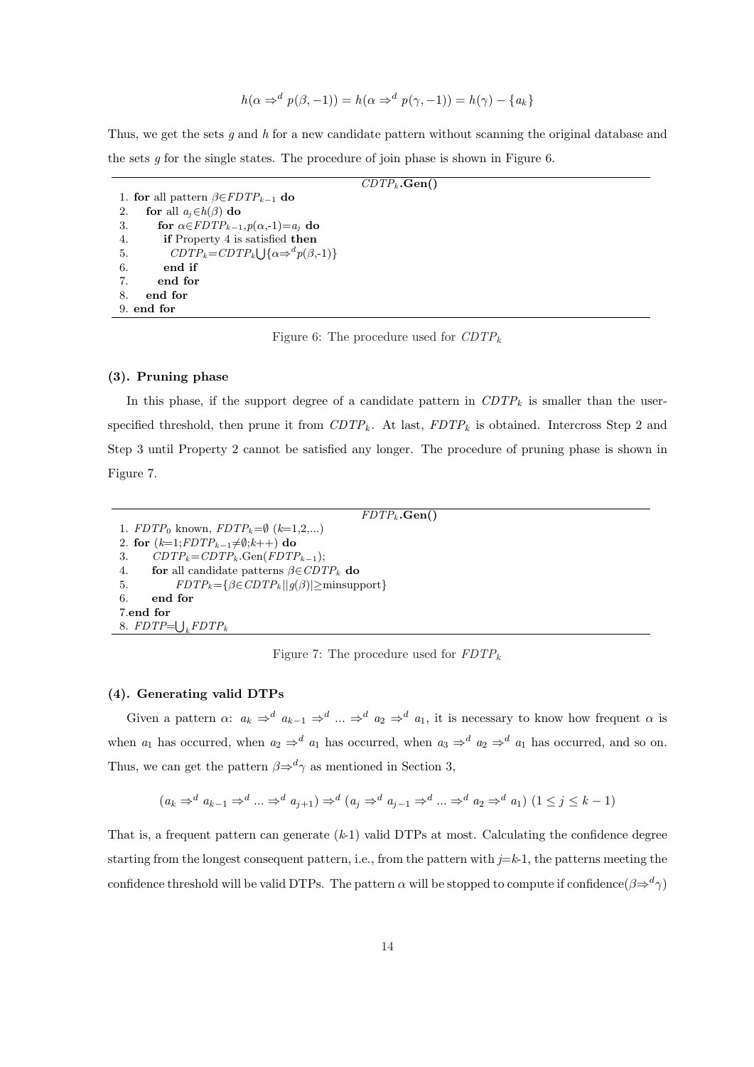$$h(\alpha \Rightarrow^d p(\beta, -1)) = h(\alpha \Rightarrow^d p(\gamma, -1)) = h(\gamma) - \{a_k\}$$

Thus, we get the sets $g$ and $h$ for a new candidate pattern without scanning the original database and the sets $g$ for the single states. The procedure of join phase is shown in Figure 6.

```
                              CDTP_k.Gen()
1. for all pattern β∈FDTP_{k-1} do
2.    for all a_j∈h(β) do
3.      for α∈FDTP_{k-1}, p(α,-1)=a_j do
4.        if Property 4 is satisfied then
5.          CDTP_k=CDTP_k ∪ {α⇒^d p(β,-1)}
6.        end if
7.      end for
8.    end for
9. end for
```

Figure 6: The procedure used for $CDTP_k$

### (3). Pruning phase

In this phase, if the support degree of a candidate pattern in $CDTP_k$ is smaller than the user-specified threshold, then prune it from $CDTP_k$. At last, $FDTP_k$ is obtained. Intercross Step 2 and Step 3 until Property 2 cannot be satisfied any longer. The procedure of pruning phase is shown in Figure 7.

```
                              FDTP_k.Gen()
1. FDTP_0 known, FDTP_k=∅ (k=1,2,...)
2. for (k=1;FDTP_{k-1}≠∅;k++) do
3.    CDTP_k=CDTP_k.Gen(FDTP_{k-1});
4.    for all candidate patterns β∈CDTP_k do
5.        FDTP_k={β∈CDTP_k||g(β)|≥minsupport}
6.    end for
7.end for
8. FDTP=∪_k FDTP_k
```

Figure 7: The procedure used for $FDTP_k$

### (4). Generating valid DTPs

Given a pattern $\alpha$: $a_k \Rightarrow^d a_{k-1} \Rightarrow^d ... \Rightarrow^d a_2 \Rightarrow^d a_1$, it is necessary to know how frequent $\alpha$ is when $a_1$ has occurred, when $a_2 \Rightarrow^d a_1$ has occurred, when $a_3 \Rightarrow^d a_2 \Rightarrow^d a_1$ has occurred, and so on. Thus, we can get the pattern $\beta \Rightarrow^d \gamma$ as mentioned in Section 3,

$$(a_k \Rightarrow^d a_{k-1} \Rightarrow^d ... \Rightarrow^d a_{j+1}) \Rightarrow^d (a_j \Rightarrow^d a_{j-1} \Rightarrow^d ... \Rightarrow^d a_2 \Rightarrow^d a_1) \ (1 \leq j \leq k-1)$$

That is, a frequent pattern can generate ($k$-1) valid DTPs at most. Calculating the confidence degree starting from the longest consequent pattern, i.e., from the pattern with $j$=$k$-1, the patterns meeting the confidence threshold will be valid DTPs. The pattern $\alpha$ will be stopped to compute if confidence($\beta \Rightarrow^d \gamma$)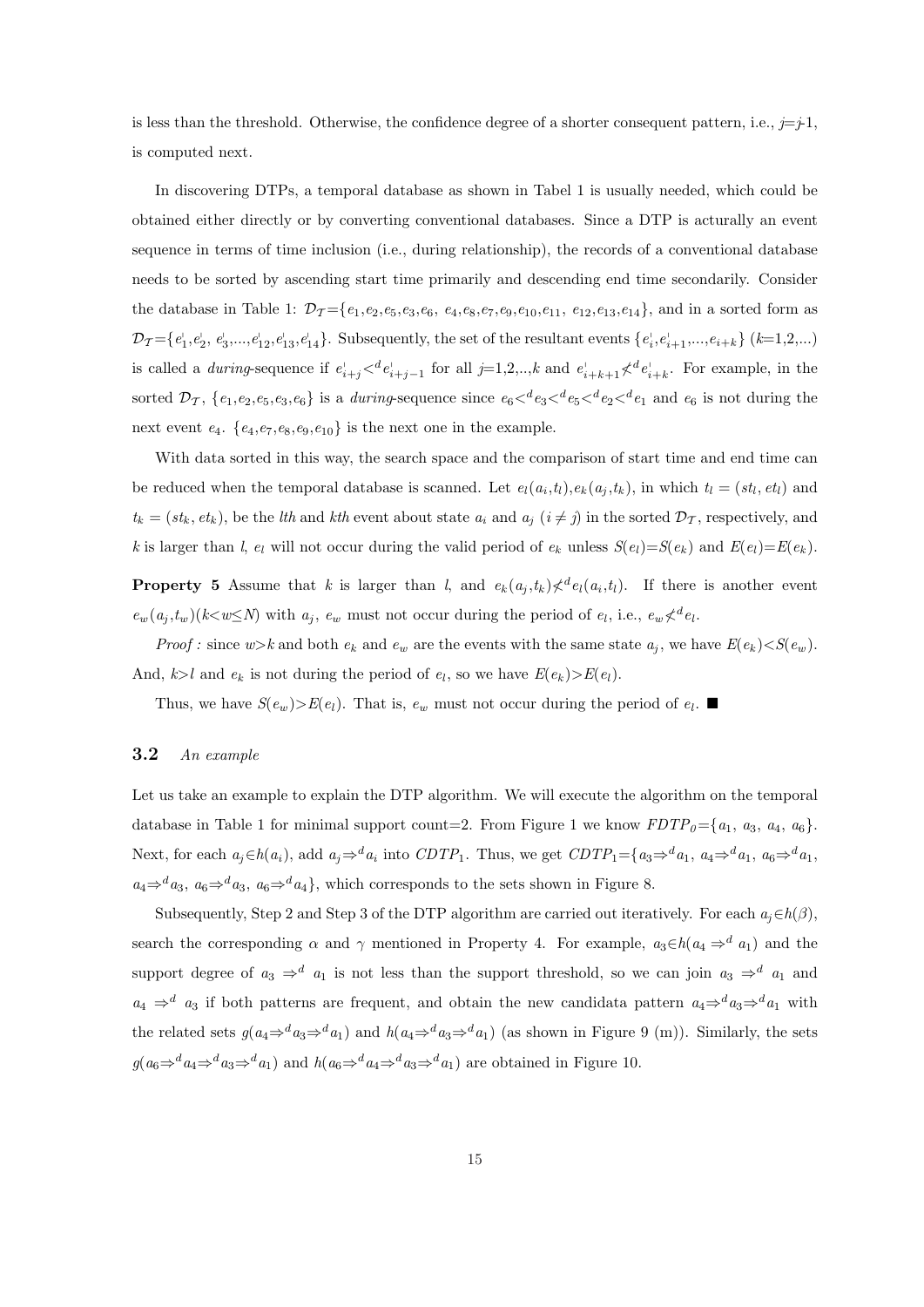is less than the threshold. Otherwise, the confidence degree of a shorter consequent pattern, i.e., $j$=$j$-1, is computed next.

In discovering DTPs, a temporal database as shown in Tabel 1 is usually needed, which could be obtained either directly or by converting conventional databases. Since a DTP is acturally an event sequence in terms of time inclusion (i.e., during relationship), the records of a conventional database needs to be sorted by ascending start time primarily and descending end time secondarily. Consider the database in Table 1: $\mathcal{D}_\mathcal{T}$=$\{e_1,e_2,e_5,e_3,e_6,\ e_4,e_8,e_7,e_9,e_{10},e_{11},\ e_{12},e_{13},e_{14}\}$, and in a sorted form as $\mathcal{D}_\mathcal{T}$=$\{e^{'}_1,e^{'}_2,\ e^{'}_3,...,e^{'}_{12},e^{'}_{13},e^{'}_{14}\}$. Subsequently, the set of the resultant events $\{e^{'}_i,e^{'}_{i+1},...,e_{i+k}\}$ ($k$=1,2,...) is called a *during*-sequence if $e^{'}_{i+j}<^d e^{'}_{i+j-1}$ for all $j$=1,2,..,$k$ and $e^{'}_{i+k+1}\not<^d e^{'}_{i+k}$. For example, in the sorted $\mathcal{D}_\mathcal{T}$, $\{e_1,e_2,e_5,e_3,e_6\}$ is a *during*-sequence since $e_6<^d e_3<^d e_5<^d e_2<^d e_1$ and $e_6$ is not during the next event $e_4$. $\{e_4,e_7,e_8,e_9,e_{10}\}$ is the next one in the example.

With data sorted in this way, the search space and the comparison of start time and end time can be reduced when the temporal database is scanned. Let $e_l(a_i,t_l),e_k(a_j,t_k)$, in which $t_l = (st_l, et_l)$ and $t_k = (st_k, et_k)$, be the $l$th and $k$th event about state $a_i$ and $a_j$ ($i \neq j$) in the sorted $\mathcal{D}_\mathcal{T}$, respectively, and $k$ is larger than $l$, $e_l$ will not occur during the valid period of $e_k$ unless $S(e_l)$=$S(e_k)$ and $E(e_l)$=$E(e_k)$.

**Property 5** Assume that $k$ is larger than $l$, and $e_k(a_j,t_k)\not<^d e_l(a_i,t_l)$. If there is another event $e_w(a_j,t_w)$($k$<$w$≤$N$) with $a_j$, $e_w$ must not occur during the period of $e_l$, i.e., $e_w\not<^d e_l$.

*Proof :* since $w$>$k$ and both $e_k$ and $e_w$ are the events with the same state $a_j$, we have $E(e_k)$<$S(e_w)$. And, $k$>$l$ and $e_k$ is not during the period of $e_l$, so we have $E(e_k)$>$E(e_l)$.

Thus, we have $S(e_w)$>$E(e_l)$. That is, $e_w$ must not occur during the period of $e_l$. ■

### 3.2 *An example*

Let us take an example to explain the DTP algorithm. We will execute the algorithm on the temporal database in Table 1 for minimal support count=2. From Figure 1 we know $FDTP_0$=$\{a_1,\ a_3,\ a_4,\ a_6\}$. Next, for each $a_j$∈$h(a_i)$, add $a_j\Rightarrow^d a_i$ into $CDTP_1$. Thus, we get $CDTP_1$=$\{a_3\Rightarrow^d a_1,\ a_4\Rightarrow^d a_1,\ a_6\Rightarrow^d a_1,\ a_4\Rightarrow^d a_3,\ a_6\Rightarrow^d a_3,\ a_6\Rightarrow^d a_4\}$, which corresponds to the sets shown in Figure 8.

Subsequently, Step 2 and Step 3 of the DTP algorithm are carried out iteratively. For each $a_j$∈$h(\beta)$, search the corresponding $\alpha$ and $\gamma$ mentioned in Property 4. For example, $a_3$∈$h(a_4 \Rightarrow^d a_1)$ and the support degree of $a_3 \Rightarrow^d a_1$ is not less than the support threshold, so we can join $a_3 \Rightarrow^d a_1$ and $a_4 \Rightarrow^d a_3$ if both patterns are frequent, and obtain the new candidata pattern $a_4\Rightarrow^d a_3\Rightarrow^d a_1$ with the related sets $g(a_4\Rightarrow^d a_3\Rightarrow^d a_1)$ and $h(a_4\Rightarrow^d a_3\Rightarrow^d a_1)$ (as shown in Figure 9 (m)). Similarly, the sets $g(a_6\Rightarrow^d a_4\Rightarrow^d a_3\Rightarrow^d a_1)$ and $h(a_6\Rightarrow^d a_4\Rightarrow^d a_3\Rightarrow^d a_1)$ are obtained in Figure 10.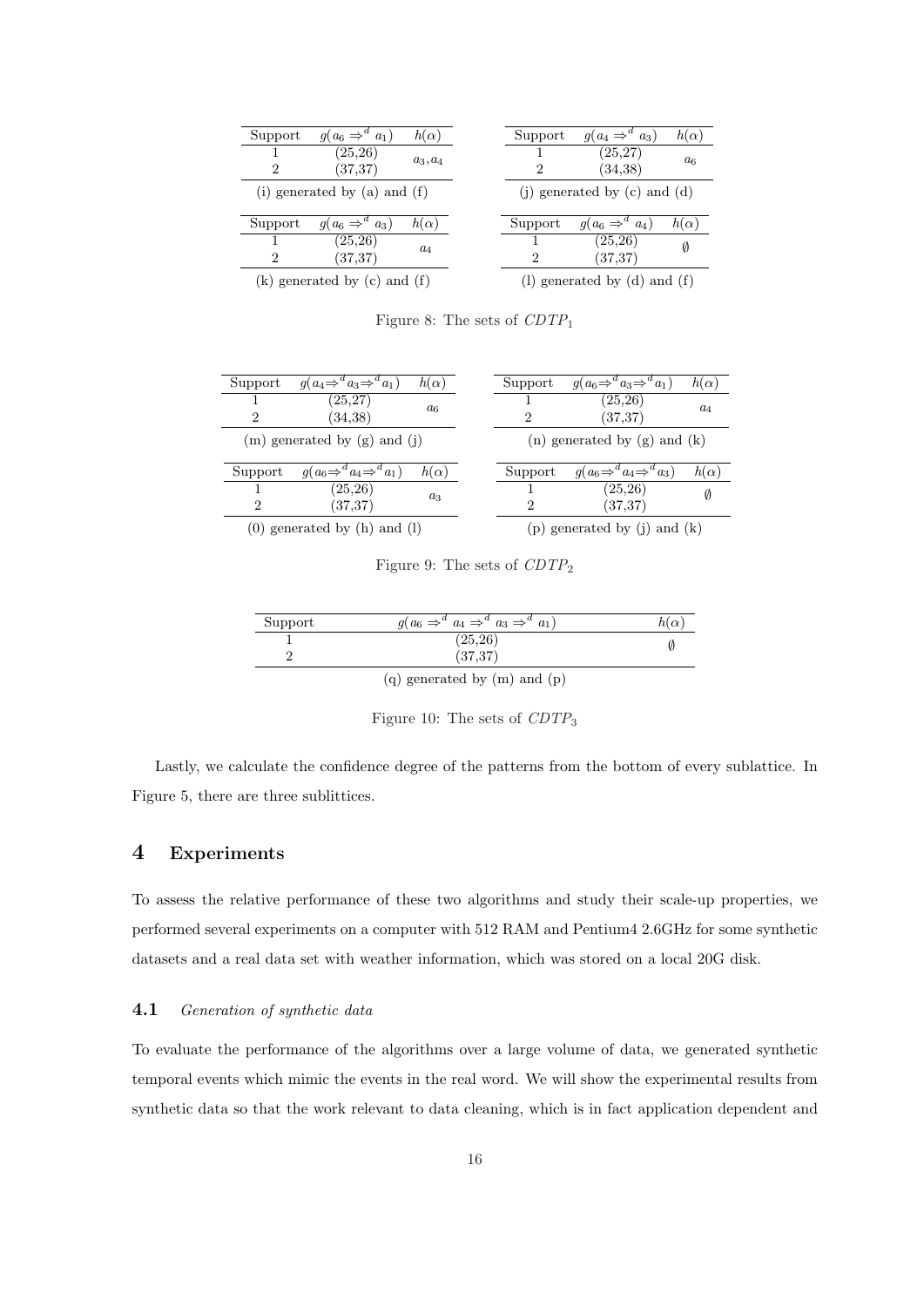| Support | $g(a_6 \Rightarrow^d a_1)$ | $h(\alpha)$ |
|---|---|---|
| 1 | (25,26) | $a_3, a_4$ |
| 2 | (37,37) | |

(i) generated by (a) and (f)

| Support | $g(a_4 \Rightarrow^d a_3)$ | $h(\alpha)$ |
|---|---|---|
| 1 | (25,27) | $a_6$ |
| 2 | (34,38) | |

(j) generated by (c) and (d)

| Support | $g(a_6 \Rightarrow^d a_3)$ | $h(\alpha)$ |
|---|---|---|
| 1 | (25,26) | $a_4$ |
| 2 | (37,37) | |

(k) generated by (c) and (f)

| Support | $g(a_6 \Rightarrow^d a_4)$ | $h(\alpha)$ |
|---|---|---|
| 1 | (25,26) | $\emptyset$ |
| 2 | (37,37) | |

(l) generated by (d) and (f)

Figure 8: The sets of $CDTP_1$

| Support | $g(a_4 \Rightarrow^d a_3 \Rightarrow^d a_1)$ | $h(\alpha)$ |
|---|---|---|
| 1 | (25,27) | $a_6$ |
| 2 | (34,38) | |

(m) generated by (g) and (j)

| Support | $g(a_6 \Rightarrow^d a_3 \Rightarrow^d a_1)$ | $h(\alpha)$ |
|---|---|---|
| 1 | (25,26) | $a_4$ |
| 2 | (37,37) | |

(n) generated by (g) and (k)

| Support | $g(a_6 \Rightarrow^d a_4 \Rightarrow^d a_1)$ | $h(\alpha)$ |
|---|---|---|
| 1 | (25,26) | $a_3$ |
| 2 | (37,37) | |

(0) generated by (h) and (l)

| Support | $g(a_6 \Rightarrow^d a_4 \Rightarrow^d a_3)$ | $h(\alpha)$ |
|---|---|---|
| 1 | (25,26) | $\emptyset$ |
| 2 | (37,37) | |

(p) generated by (j) and (k)

Figure 9: The sets of $CDTP_2$

| Support | $g(a_6 \Rightarrow^d a_4 \Rightarrow^d a_3 \Rightarrow^d a_1)$ | $h(\alpha)$ |
|---|---|---|
| 1 | (25,26) | $\emptyset$ |
| 2 | (37,37) | |

(q) generated by (m) and (p)

Figure 10: The sets of $CDTP_3$

Lastly, we calculate the confidence degree of the patterns from the bottom of every sublattice. In Figure 5, there are three sublittices.

## 4 Experiments

To assess the relative performance of these two algorithms and study their scale-up properties, we performed several experiments on a computer with 512 RAM and Pentium4 2.6GHz for some synthetic datasets and a real data set with weather information, which was stored on a local 20G disk.

### 4.1 *Generation of synthetic data*

To evaluate the performance of the algorithms over a large volume of data, we generated synthetic temporal events which mimic the events in the real word. We will show the experimental results from synthetic data so that the work relevant to data cleaning, which is in fact application dependent and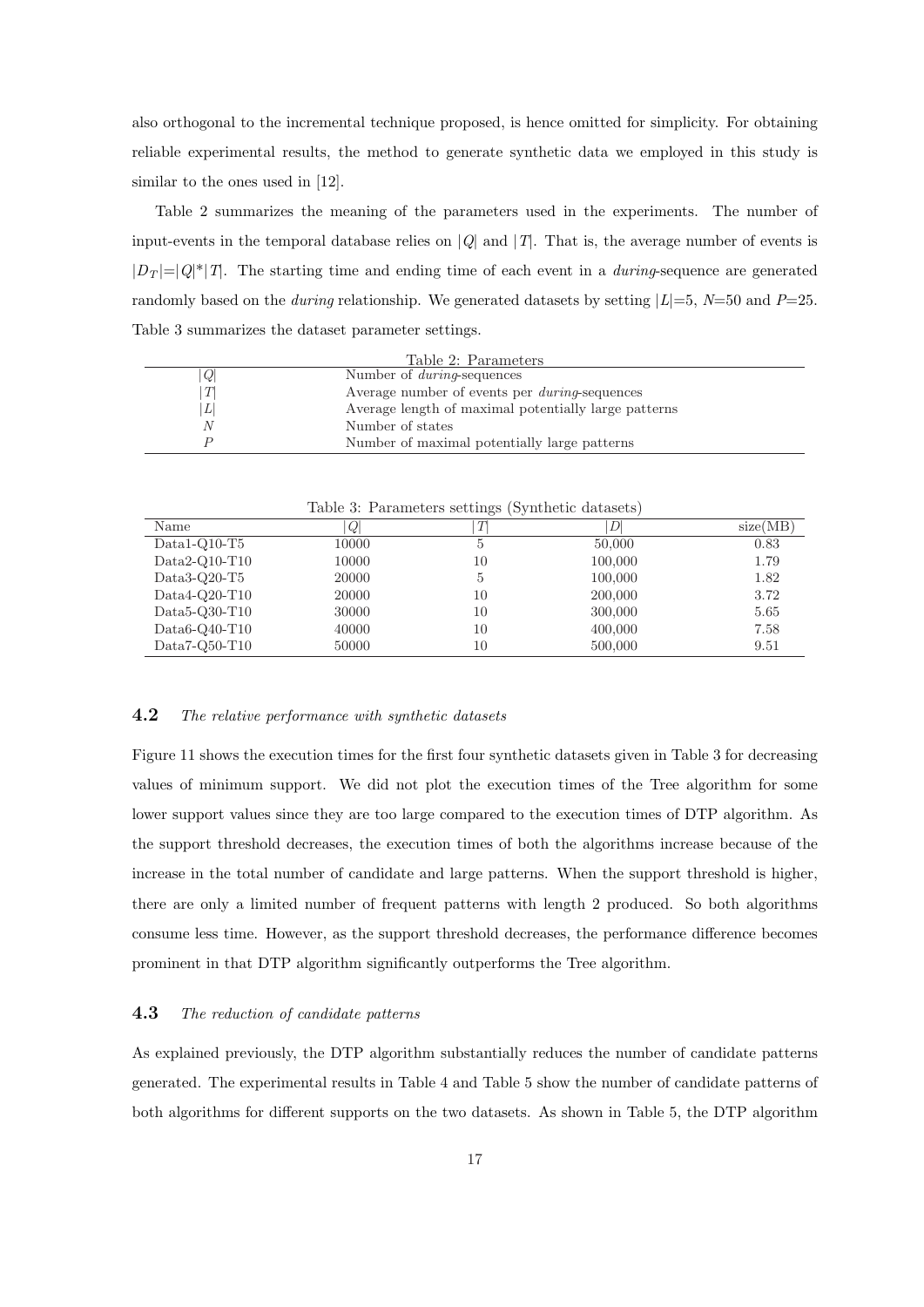also orthogonal to the incremental technique proposed, is hence omitted for simplicity. For obtaining reliable experimental results, the method to generate synthetic data we employed in this study is similar to the ones used in [12].

Table 2 summarizes the meaning of the parameters used in the experiments. The number of input-events in the temporal database relies on $|Q|$ and $|T|$. That is, the average number of events is $|D_T|=|Q|*|T|$. The starting time and ending time of each event in a *during*-sequence are generated randomly based on the *during* relationship. We generated datasets by setting $|L|=5$, $N=50$ and $P=25$. Table 3 summarizes the dataset parameter settings.

Table 2: Parameters

| | |
|---|---|
| $\|Q\|$ | Number of *during*-sequences |
| $\|T\|$ | Average number of events per *during*-sequences |
| $\|L\|$ | Average length of maximal potentially large patterns |
| $N$ | Number of states |
| $P$ | Number of maximal potentially large patterns |

Table 3: Parameters settings (Synthetic datasets)

| Name | $\|Q\|$ | $\|T\|$ | $\|D\|$ | size(MB) |
|---|---|---|---|---|
| Data1-Q10-T5 | 10000 | 5 | 50,000 | 0.83 |
| Data2-Q10-T10 | 10000 | 10 | 100,000 | 1.79 |
| Data3-Q20-T5 | 20000 | 5 | 100,000 | 1.82 |
| Data4-Q20-T10 | 20000 | 10 | 200,000 | 3.72 |
| Data5-Q30-T10 | 30000 | 10 | 300,000 | 5.65 |
| Data6-Q40-T10 | 40000 | 10 | 400,000 | 7.58 |
| Data7-Q50-T10 | 50000 | 10 | 500,000 | 9.51 |

### 4.2 *The relative performance with synthetic datasets*

Figure 11 shows the execution times for the first four synthetic datasets given in Table 3 for decreasing values of minimum support. We did not plot the execution times of the Tree algorithm for some lower support values since they are too large compared to the execution times of DTP algorithm. As the support threshold decreases, the execution times of both the algorithms increase because of the increase in the total number of candidate and large patterns. When the support threshold is higher, there are only a limited number of frequent patterns with length 2 produced. So both algorithms consume less time. However, as the support threshold decreases, the performance difference becomes prominent in that DTP algorithm significantly outperforms the Tree algorithm.

### 4.3 *The reduction of candidate patterns*

As explained previously, the DTP algorithm substantially reduces the number of candidate patterns generated. The experimental results in Table 4 and Table 5 show the number of candidate patterns of both algorithms for different supports on the two datasets. As shown in Table 5, the DTP algorithm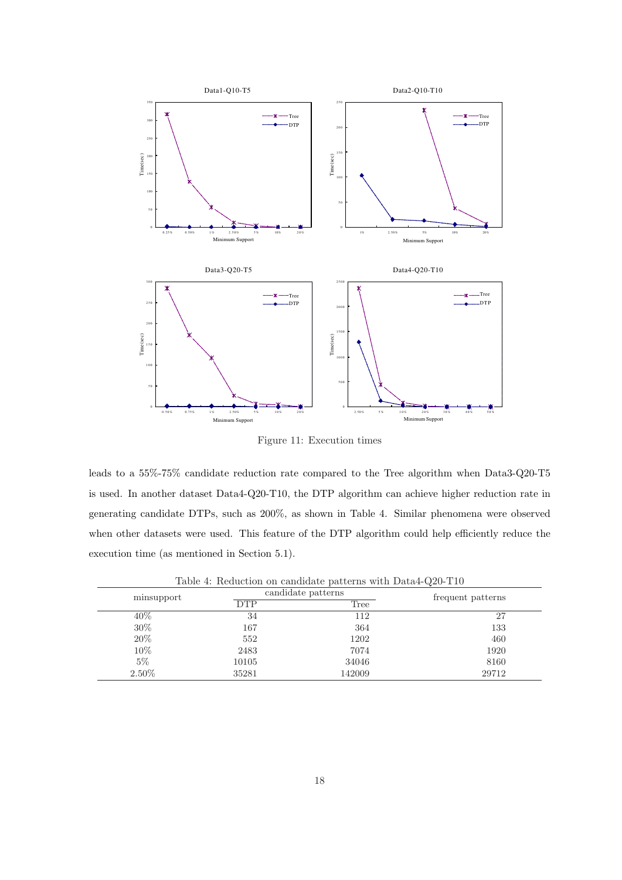Figure 11: Execution times

leads to a 55%-75% candidate reduction rate compared to the Tree algorithm when Data3-Q20-T5 is used. In another dataset Data4-Q20-T10, the DTP algorithm can achieve higher reduction rate in generating candidate DTPs, such as 200%, as shown in Table 4. Similar phenomena were observed when other datasets were used. This feature of the DTP algorithm could help efficiently reduce the execution time (as mentioned in Section 5.1).

Table 4: Reduction on candidate patterns with Data4-Q20-T10

| minsupport | candidate patterns | | frequent patterns |
|---|---|---|---|
| | DTP | Tree | |
| 40% | 34 | 112 | 27 |
| 30% | 167 | 364 | 133 |
| 20% | 552 | 1202 | 460 |
| 10% | 2483 | 7074 | 1920 |
| 5% | 10105 | 34046 | 8160 |
| 2.50% | 35281 | 142009 | 29712 |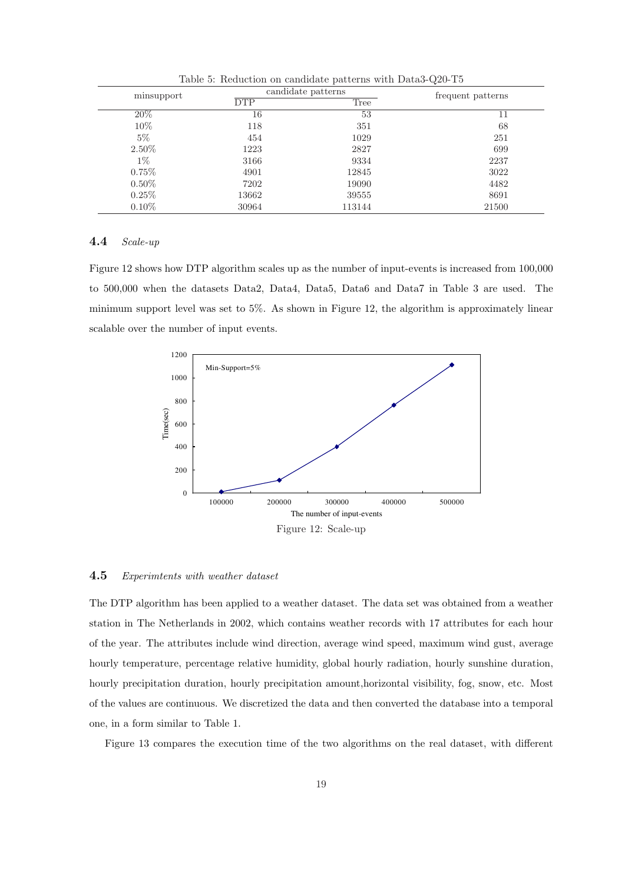Table 5: Reduction on candidate patterns with Data3-Q20-T5

| minsupport | candidate patterns | | frequent patterns |
|---|---|---|---|
| | DTP | Tree | |
| 20% | 16 | 53 | 11 |
| 10% | 118 | 351 | 68 |
| 5% | 454 | 1029 | 251 |
| 2.50% | 1223 | 2827 | 699 |
| 1% | 3166 | 9334 | 2237 |
| 0.75% | 4901 | 12845 | 3022 |
| 0.50% | 7202 | 19090 | 4482 |
| 0.25% | 13662 | 39555 | 8691 |
| 0.10% | 30964 | 113144 | 21500 |

### 4.4 *Scale-up*

Figure 12 shows how DTP algorithm scales up as the number of input-events is increased from 100,000 to 500,000 when the datasets Data2, Data4, Data5, Data6 and Data7 in Table 3 are used. The minimum support level was set to 5%. As shown in Figure 12, the algorithm is approximately linear scalable over the number of input events.

Figure 12: Scale-up

### 4.5 *Experimtents with weather dataset*

The DTP algorithm has been applied to a weather dataset. The data set was obtained from a weather station in The Netherlands in 2002, which contains weather records with 17 attributes for each hour of the year. The attributes include wind direction, average wind speed, maximum wind gust, average hourly temperature, percentage relative humidity, global hourly radiation, hourly sunshine duration, hourly precipitation duration, hourly precipitation amount,horizontal visibility, fog, snow, etc. Most of the values are continuous. We discretized the data and then converted the database into a temporal one, in a form similar to Table 1.

Figure 13 compares the execution time of the two algorithms on the real dataset, with different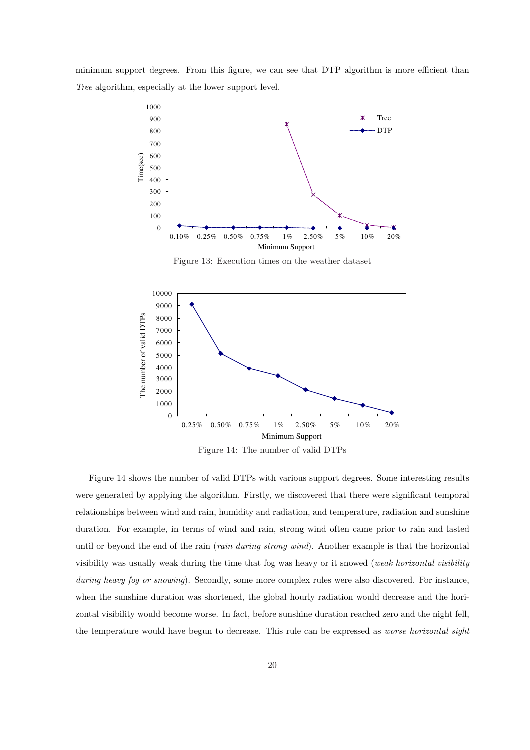minimum support degrees. From this figure, we can see that DTP algorithm is more efficient than *Tree* algorithm, especially at the lower support level.

Figure 13: Execution times on the weather dataset

Figure 14: The number of valid DTPs

Figure 14 shows the number of valid DTPs with various support degrees. Some interesting results were generated by applying the algorithm. Firstly, we discovered that there were significant temporal relationships between wind and rain, humidity and radiation, and temperature, radiation and sunshine duration. For example, in terms of wind and rain, strong wind often came prior to rain and lasted until or beyond the end of the rain (*rain during strong wind*). Another example is that the horizontal visibility was usually weak during the time that fog was heavy or it snowed (*weak horizontal visibility during heavy fog or snowing*). Secondly, some more complex rules were also discovered. For instance, when the sunshine duration was shortened, the global hourly radiation would decrease and the horizontal visibility would become worse. In fact, before sunshine duration reached zero and the night fell, the temperature would have begun to decrease. This rule can be expressed as *worse horizontal sight*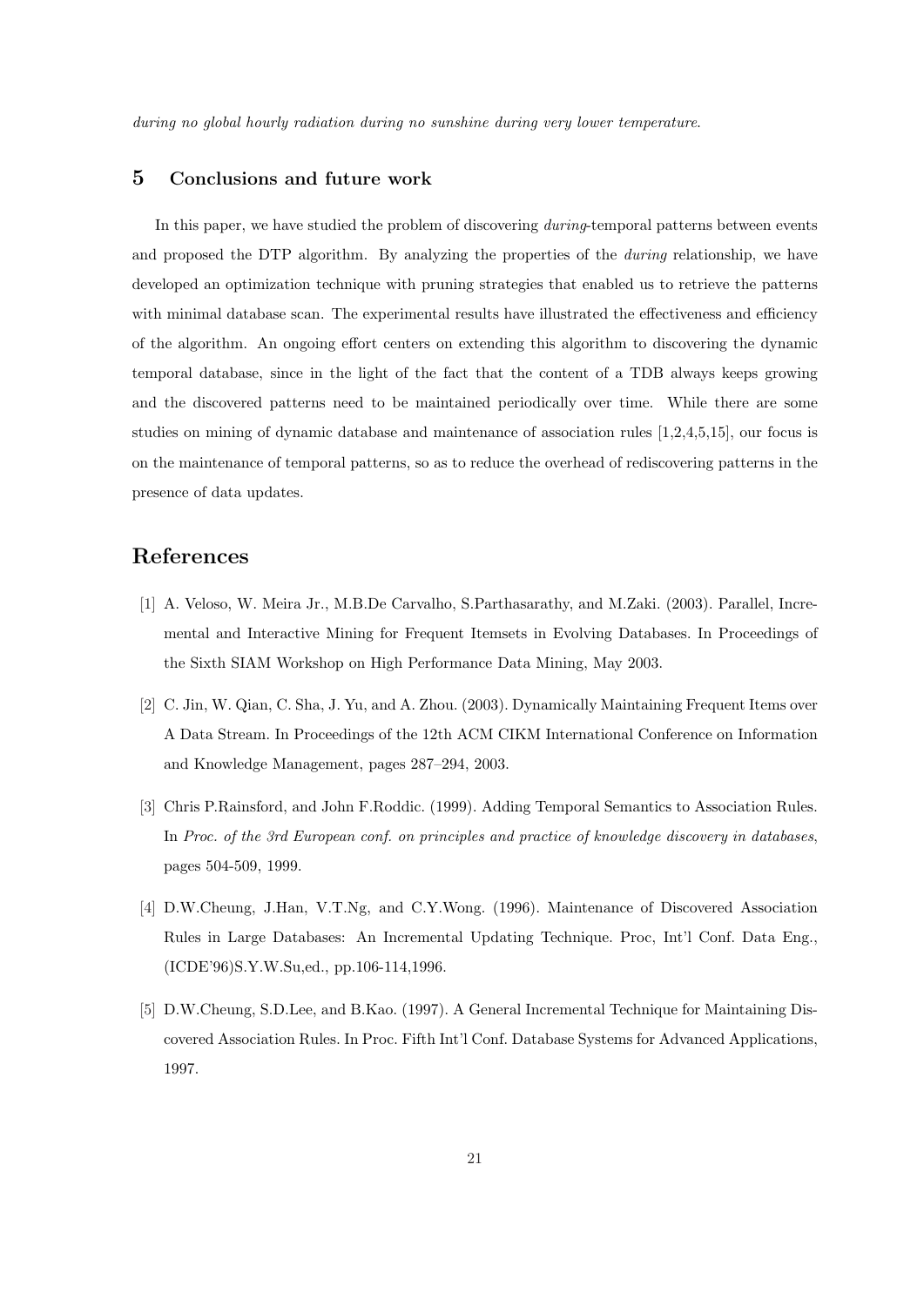*during no global hourly radiation during no sunshine during very lower temperature*.

## 5 Conclusions and future work

In this paper, we have studied the problem of discovering *during*-temporal patterns between events and proposed the DTP algorithm. By analyzing the properties of the *during* relationship, we have developed an optimization technique with pruning strategies that enabled us to retrieve the patterns with minimal database scan. The experimental results have illustrated the effectiveness and efficiency of the algorithm. An ongoing effort centers on extending this algorithm to discovering the dynamic temporal database, since in the light of the fact that the content of a TDB always keeps growing and the discovered patterns need to be maintained periodically over time. While there are some studies on mining of dynamic database and maintenance of association rules [1,2,4,5,15], our focus is on the maintenance of temporal patterns, so as to reduce the overhead of rediscovering patterns in the presence of data updates.

# References

[1] A. Veloso, W. Meira Jr., M.B.De Carvalho, S.Parthasarathy, and M.Zaki. (2003). Parallel, Incremental and Interactive Mining for Frequent Itemsets in Evolving Databases. In Proceedings of the Sixth SIAM Workshop on High Performance Data Mining, May 2003.

[2] C. Jin, W. Qian, C. Sha, J. Yu, and A. Zhou. (2003). Dynamically Maintaining Frequent Items over A Data Stream. In Proceedings of the 12th ACM CIKM International Conference on Information and Knowledge Management, pages 287–294, 2003.

[3] Chris P.Rainsford, and John F.Roddic. (1999). Adding Temporal Semantics to Association Rules. In *Proc. of the 3rd European conf. on principles and practice of knowledge discovery in databases*, pages 504-509, 1999.

[4] D.W.Cheung, J.Han, V.T.Ng, and C.Y.Wong. (1996). Maintenance of Discovered Association Rules in Large Databases: An Incremental Updating Technique. Proc, Int'l Conf. Data Eng., (ICDE'96)S.Y.W.Su,ed., pp.106-114,1996.

[5] D.W.Cheung, S.D.Lee, and B.Kao. (1997). A General Incremental Technique for Maintaining Discovered Association Rules. In Proc. Fifth Int'l Conf. Database Systems for Advanced Applications, 1997.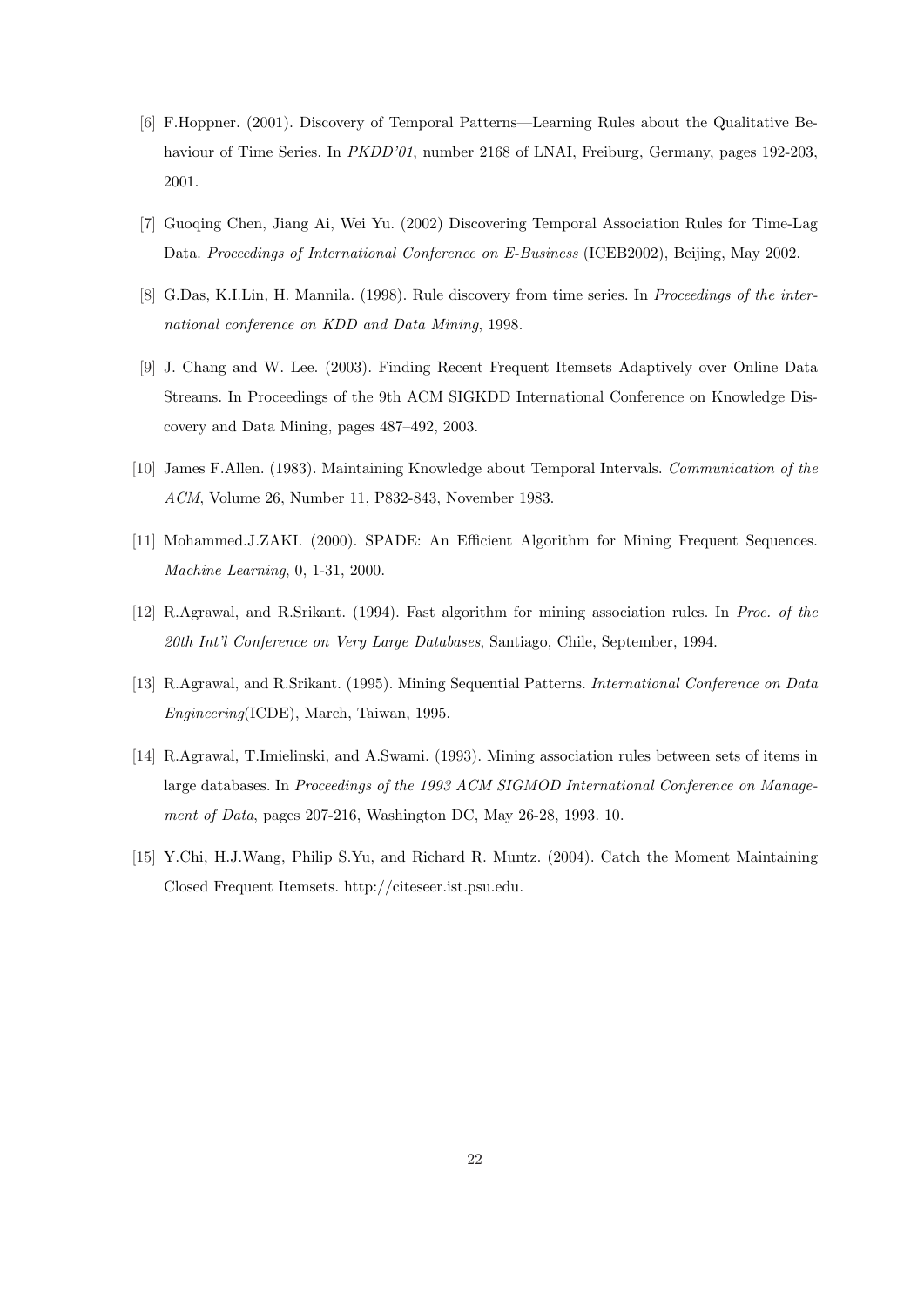[6] F.Hoppner. (2001). Discovery of Temporal Patterns—Learning Rules about the Qualitative Behaviour of Time Series. In *PKDD'01*, number 2168 of LNAI, Freiburg, Germany, pages 192-203, 2001.

[7] Guoqing Chen, Jiang Ai, Wei Yu. (2002) Discovering Temporal Association Rules for Time-Lag Data. *Proceedings of International Conference on E-Business* (ICEB2002), Beijing, May 2002.

[8] G.Das, K.I.Lin, H. Mannila. (1998). Rule discovery from time series. In *Proceedings of the international conference on KDD and Data Mining*, 1998.

[9] J. Chang and W. Lee. (2003). Finding Recent Frequent Itemsets Adaptively over Online Data Streams. In Proceedings of the 9th ACM SIGKDD International Conference on Knowledge Discovery and Data Mining, pages 487–492, 2003.

[10] James F.Allen. (1983). Maintaining Knowledge about Temporal Intervals. *Communication of the ACM*, Volume 26, Number 11, P832-843, November 1983.

[11] Mohammed.J.ZAKI. (2000). SPADE: An Efficient Algorithm for Mining Frequent Sequences. *Machine Learning*, 0, 1-31, 2000.

[12] R.Agrawal, and R.Srikant. (1994). Fast algorithm for mining association rules. In *Proc. of the 20th Int'l Conference on Very Large Databases*, Santiago, Chile, September, 1994.

[13] R.Agrawal, and R.Srikant. (1995). Mining Sequential Patterns. *International Conference on Data Engineering*(ICDE), March, Taiwan, 1995.

[14] R.Agrawal, T.Imielinski, and A.Swami. (1993). Mining association rules between sets of items in large databases. In *Proceedings of the 1993 ACM SIGMOD International Conference on Management of Data*, pages 207-216, Washington DC, May 26-28, 1993. 10.

[15] Y.Chi, H.J.Wang, Philip S.Yu, and Richard R. Muntz. (2004). Catch the Moment Maintaining Closed Frequent Itemsets. http://citeseer.ist.psu.edu.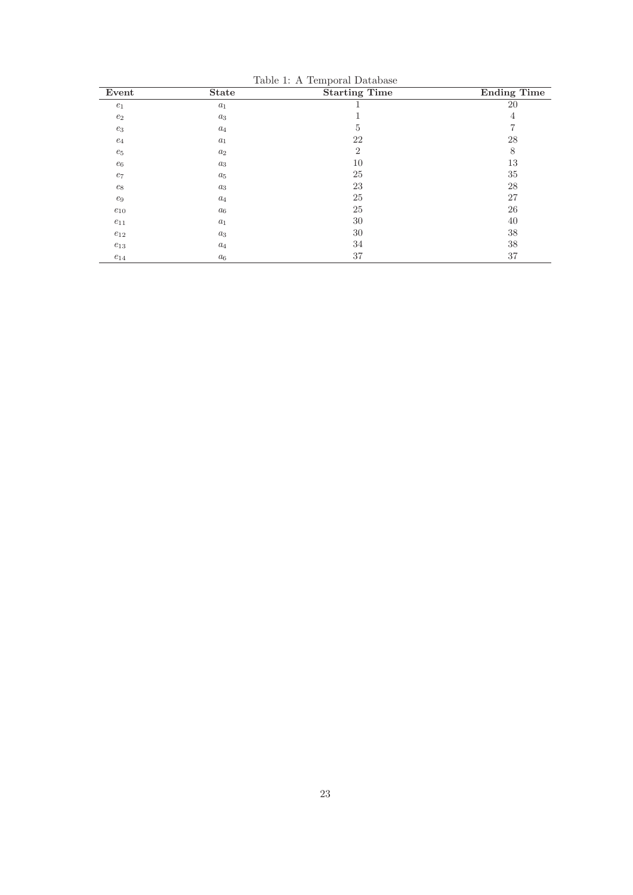Table 1: A Temporal Database

| Event | State | Starting Time | Ending Time |
|---|---|---|---|
| $e_1$ | $a_1$ | 1 | 20 |
| $e_2$ | $a_3$ | 1 | 4 |
| $e_3$ | $a_4$ | 5 | 7 |
| $e_4$ | $a_1$ | 22 | 28 |
| $e_5$ | $a_2$ | 2 | 8 |
| $e_6$ | $a_3$ | 10 | 13 |
| $e_7$ | $a_5$ | 25 | 35 |
| $e_8$ | $a_3$ | 23 | 28 |
| $e_9$ | $a_4$ | 25 | 27 |
| $e_{10}$ | $a_6$ | 25 | 26 |
| $e_{11}$ | $a_1$ | 30 | 40 |
| $e_{12}$ | $a_3$ | 30 | 38 |
| $e_{13}$ | $a_4$ | 34 | 38 |
| $e_{14}$ | $a_6$ | 37 | 37 |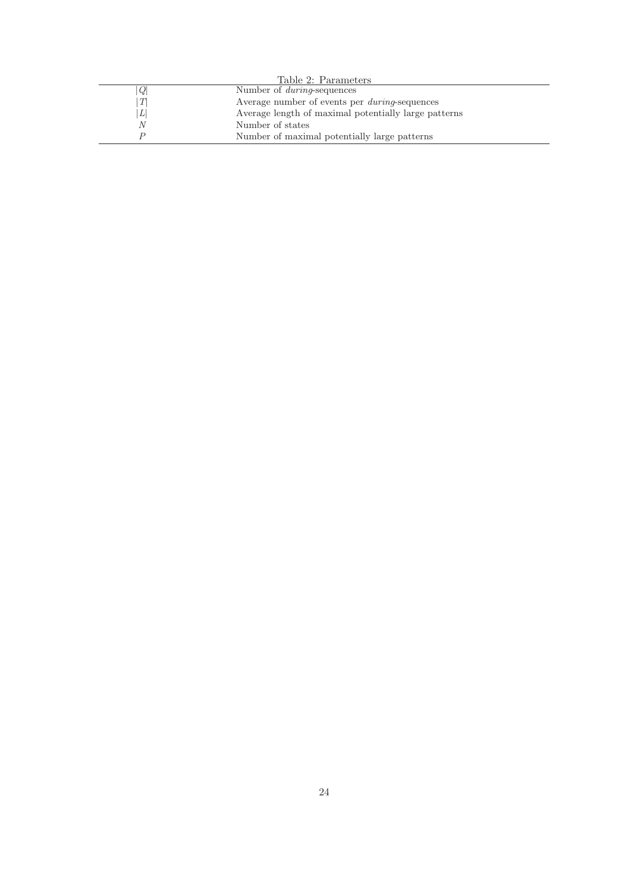Table 2: Parameters

| | |
|---|---|
| $\|Q\|$ | Number of *during*-sequences |
| $\|T\|$ | Average number of events per *during*-sequences |
| $\|L\|$ | Average length of maximal potentially large patterns |
| $N$ | Number of states |
| $P$ | Number of maximal potentially large patterns |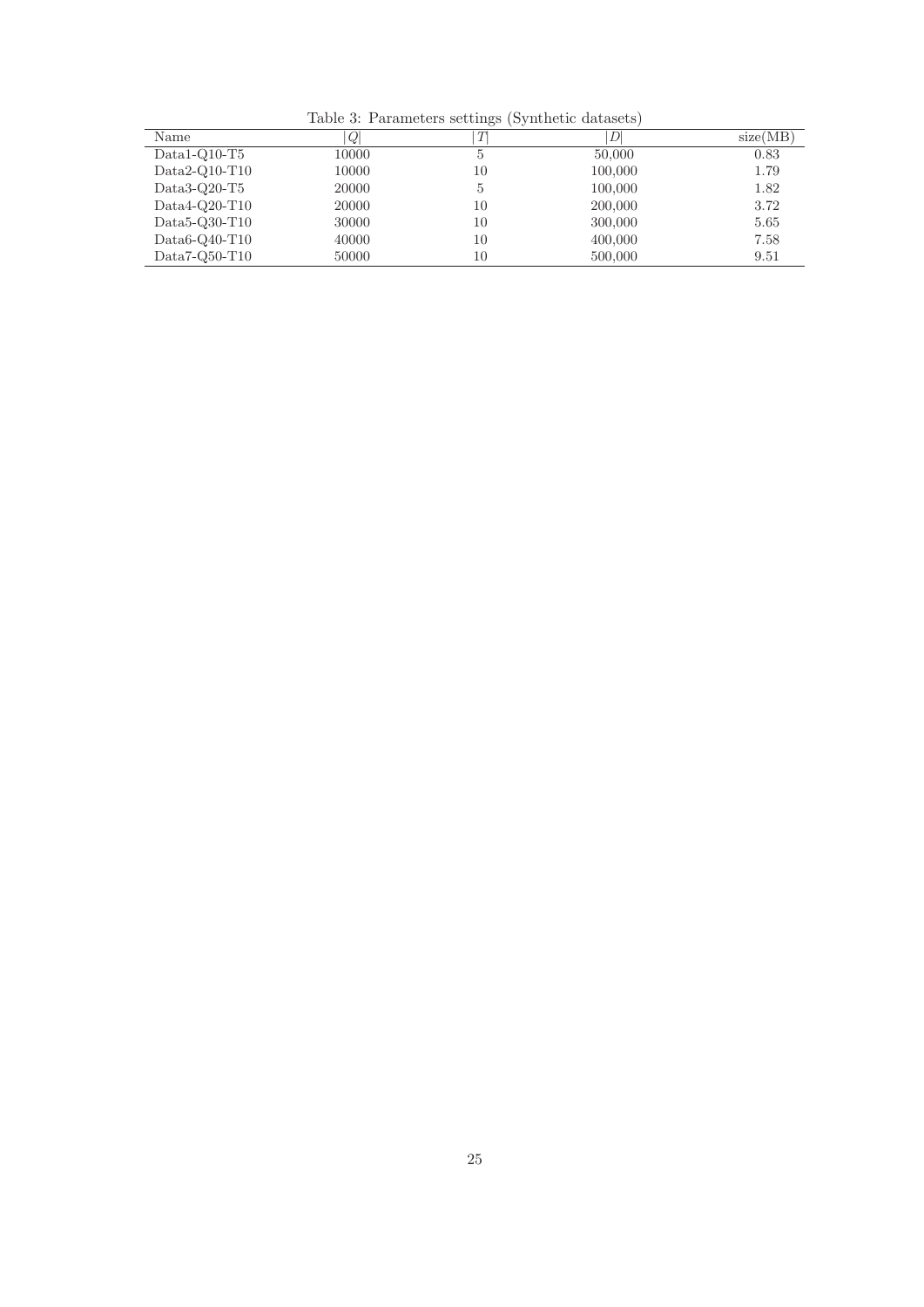Table 3: Parameters settings (Synthetic datasets)

| Name | $\|Q\|$ | $\|T\|$ | $\|D\|$ | size(MB) |
|---|---|---|---|---|
| Data1-Q10-T5 | 10000 | 5 | 50,000 | 0.83 |
| Data2-Q10-T10 | 10000 | 10 | 100,000 | 1.79 |
| Data3-Q20-T5 | 20000 | 5 | 100,000 | 1.82 |
| Data4-Q20-T10 | 20000 | 10 | 200,000 | 3.72 |
| Data5-Q30-T10 | 30000 | 10 | 300,000 | 5.65 |
| Data6-Q40-T10 | 40000 | 10 | 400,000 | 7.58 |
| Data7-Q50-T10 | 50000 | 10 | 500,000 | 9.51 |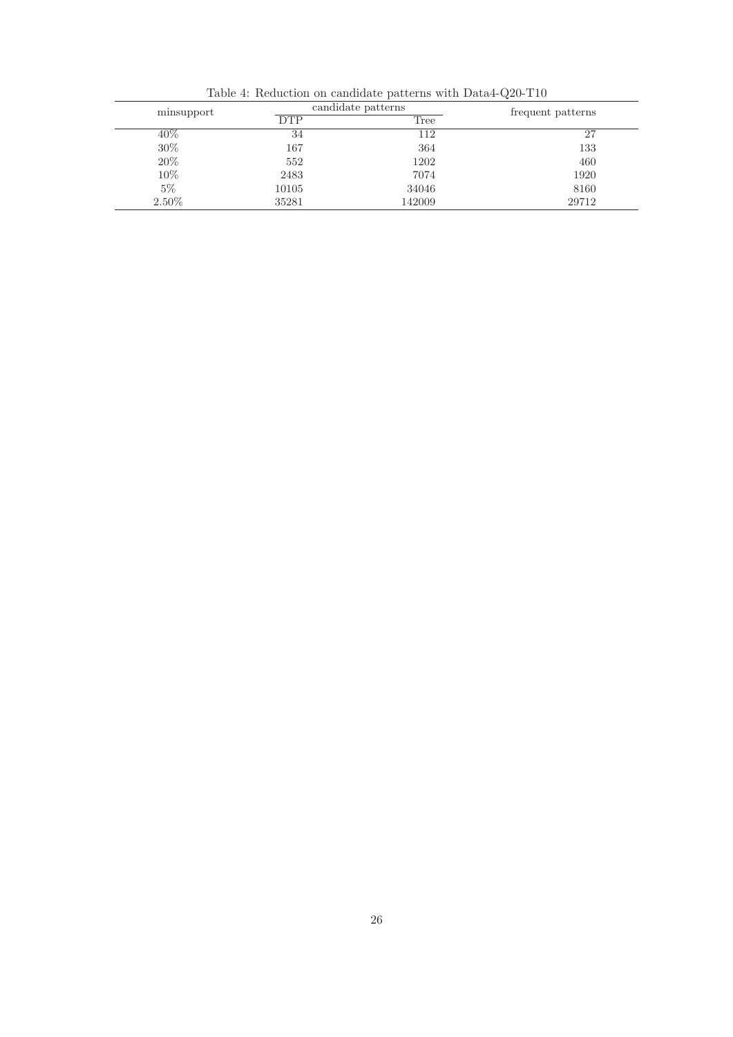Table 4: Reduction on candidate patterns with Data4-Q20-T10

| minsupport | candidate patterns | | frequent patterns |
|---|---|---|---|
| | DTP | Tree | |
| 40% | 34 | 112 | 27 |
| 30% | 167 | 364 | 133 |
| 20% | 552 | 1202 | 460 |
| 10% | 2483 | 7074 | 1920 |
| 5% | 10105 | 34046 | 8160 |
| 2.50% | 35281 | 142009 | 29712 |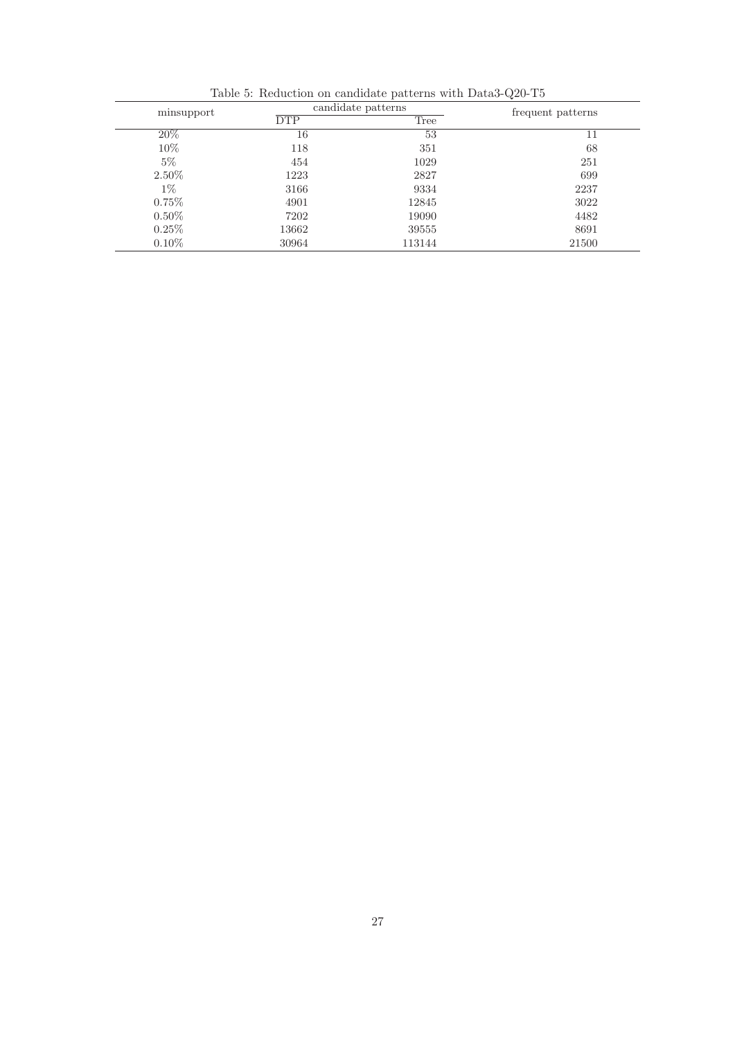Table 5: Reduction on candidate patterns with Data3-Q20-T5

| minsupport | candidate patterns | | frequent patterns |
|---|---|---|---|
| | DTP | Tree | |
| 20% | 16 | 53 | 11 |
| 10% | 118 | 351 | 68 |
| 5% | 454 | 1029 | 251 |
| 2.50% | 1223 | 2827 | 699 |
| 1% | 3166 | 9334 | 2237 |
| 0.75% | 4901 | 12845 | 3022 |
| 0.50% | 7202 | 19090 | 4482 |
| 0.25% | 13662 | 39555 | 8691 |
| 0.10% | 30964 | 113144 | 21500 |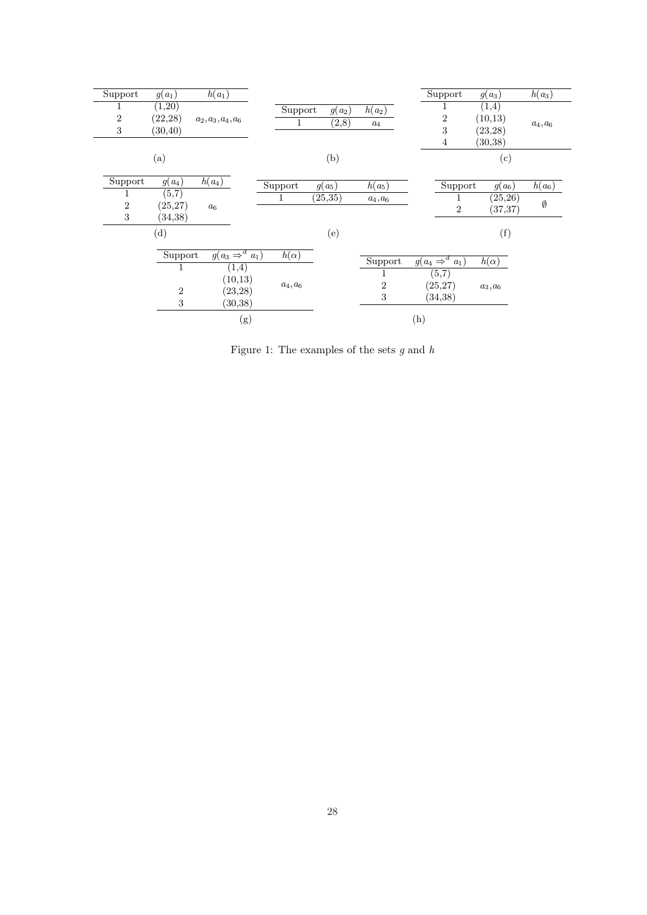| Support | $g(a_1)$ | $h(a_1)$ |
|---|---|---|
| 1 | (1,20) | |
| 2 | (22,28) | $a_2, a_3, a_4, a_6$ |
| 3 | (30,40) | |

(a)

| Support | $g(a_2)$ | $h(a_2)$ |
|---|---|---|
| 1 | (2,8) | $a_4$ |

(b)

| Support | $g(a_3)$ | $h(a_3)$ |
|---|---|---|
| 1 | (1,4) | |
| 2 | (10,13) | $a_4, a_6$ |
| 3 | (23,28) | |
| 4 | (30,38) | |

(c)

| Support | $g(a_4)$ | $h(a_4)$ |
|---|---|---|
| 1 | (5,7) | |
| 2 | (25,27) | $a_6$ |
| 3 | (34,38) | |

(d)

| Support | $g(a_5)$ | $h(a_5)$ |
|---|---|---|
| 1 | (25,35) | $a_4, a_6$ |

(e)

| Support | $g(a_6)$ | $h(a_6)$ |
|---|---|---|
| 1 | (25,26) | $\emptyset$ |
| 2 | (37,37) | |

(f)

| Support | $g(a_3 \Rightarrow^d a_1)$ | $h(\alpha)$ |
|---|---|---|
| 1 | (1,4) | |
| | (10,13) | $a_4, a_6$ |
| 2 | (23,28) | |
| 3 | (30,38) | |

(g)

| Support | $g(a_4 \Rightarrow^d a_1)$ | $h(\alpha)$ |
|---|---|---|
| 1 | (5,7) | |
| 2 | (25,27) | $a_3, a_6$ |
| 3 | (34,38) | |

(h)

Figure 1: The examples of the sets $g$ and $h$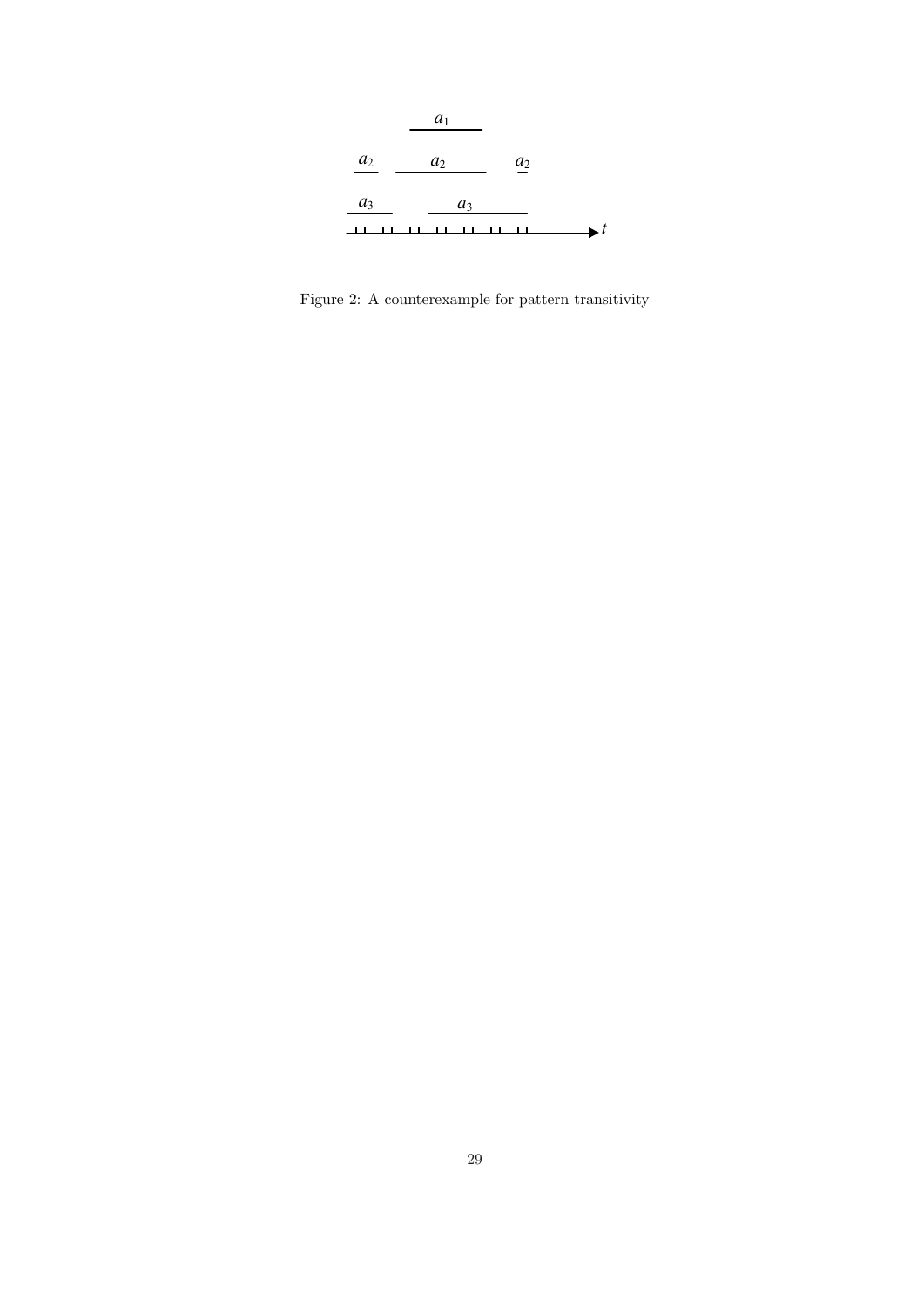Figure 2: A counterexample for pattern transitivity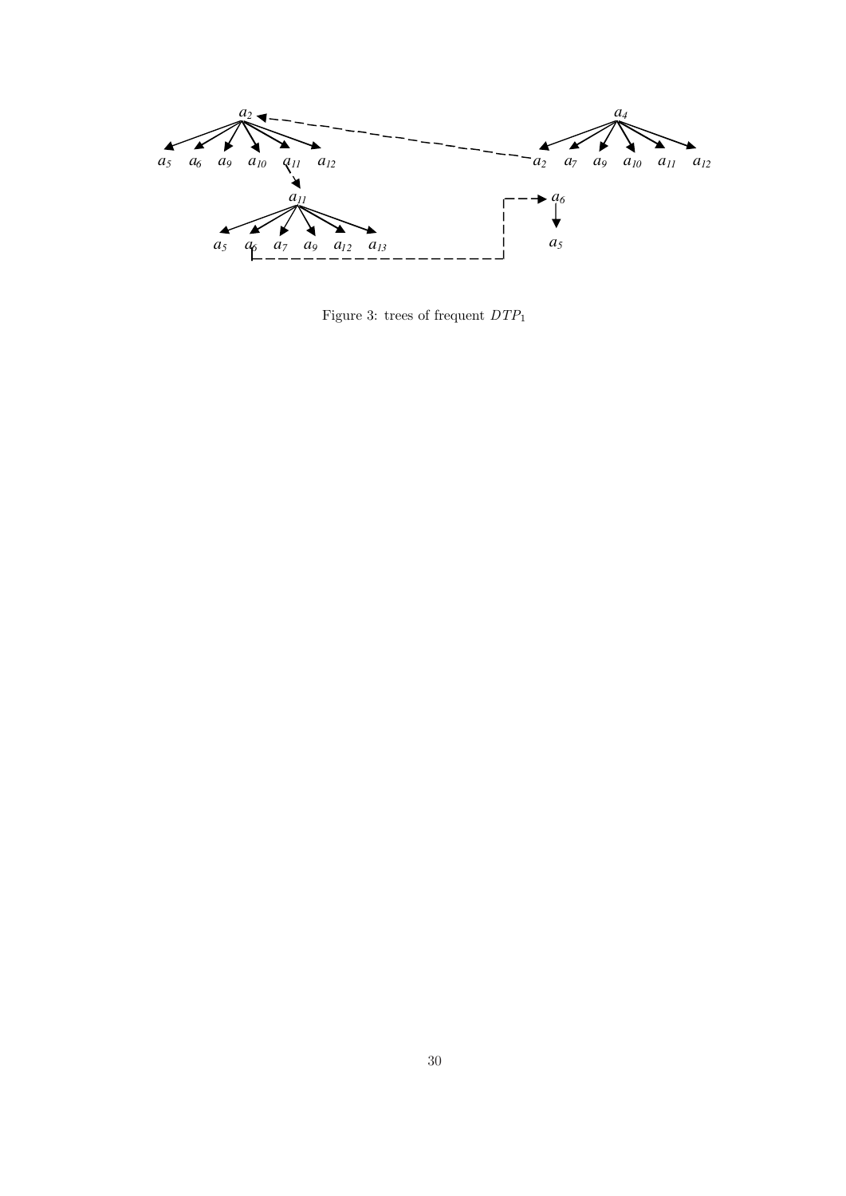Figure 3: trees of frequent $DTP_1$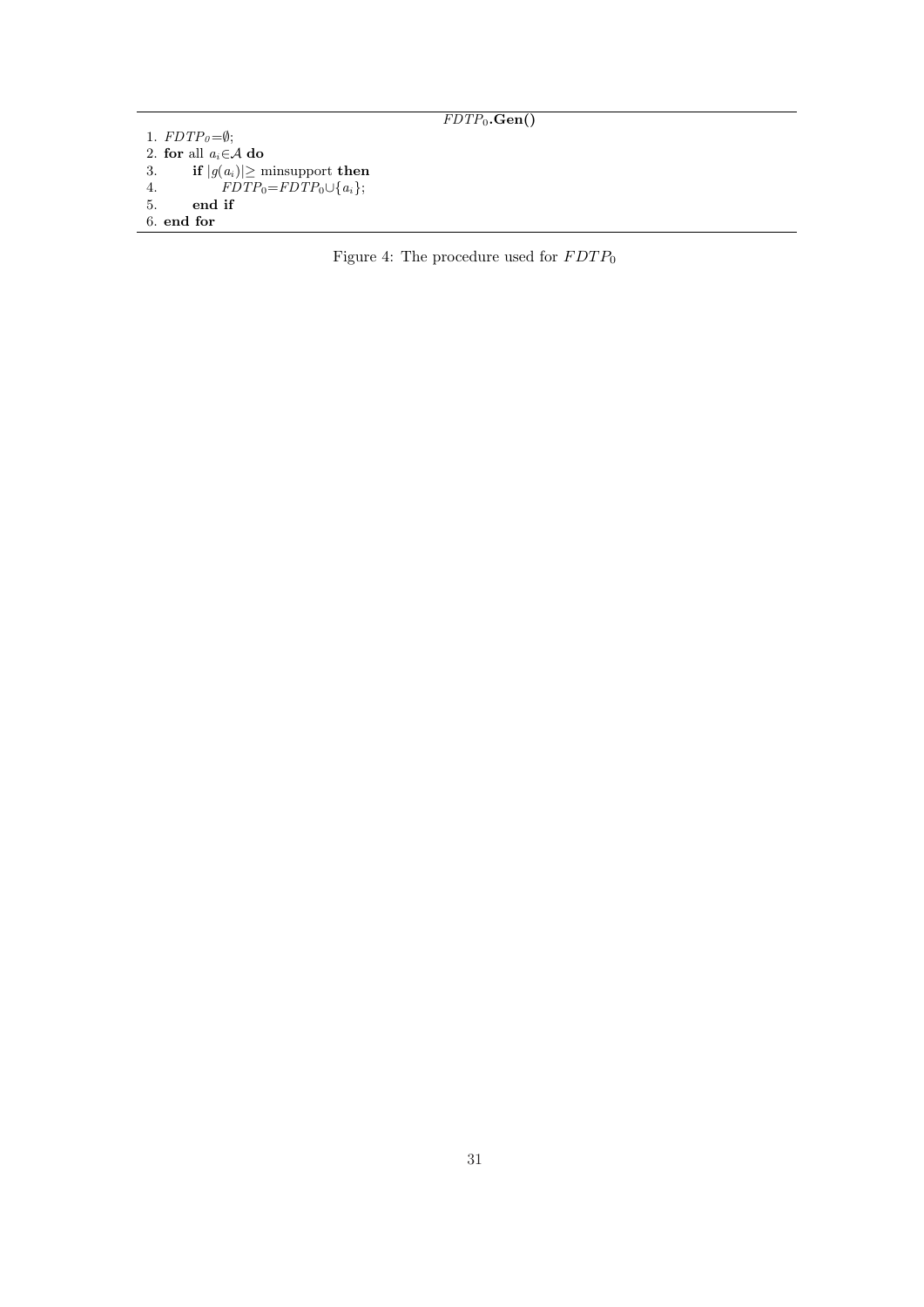$FDTP_0$**.Gen()**

```
1. FDTP_0=∅;
2. for all a_i∈A do
3.     if |g(a_i)|≥ minsupport then
4.         FDTP_0=FDTP_0∪{a_i};
5.     end if
6. end for
```

Figure 4: The procedure used for $FDTP_0$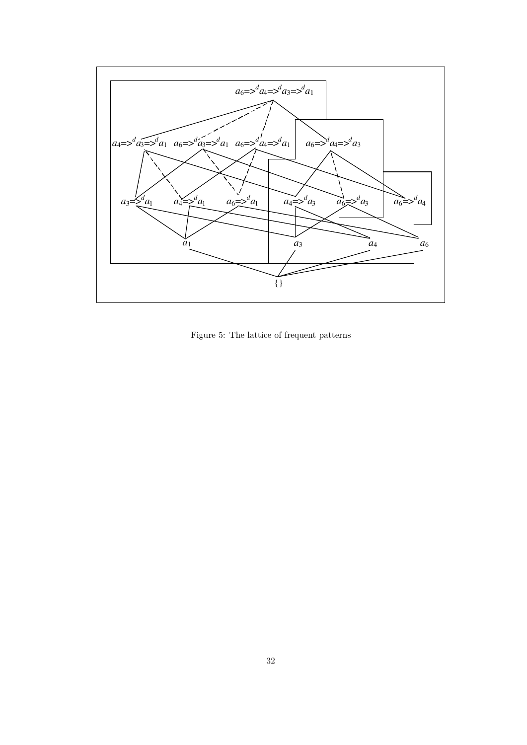Figure 5: The lattice of frequent patterns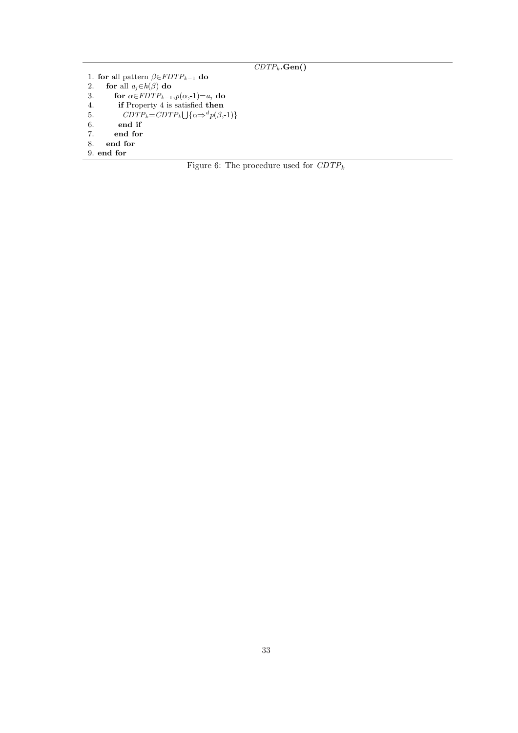**$CDTP_k$.Gen()**

1. **for** all pattern $\beta \in FDTP_{k-1}$ **do**
2. **for** all $a_j \in h(\beta)$ **do**
3. **for** $\alpha \in FDTP_{k-1}, p(\alpha,-1)=a_j$ **do**
4. **if** Property 4 is satisfied **then**
5. $CDTP_k = CDTP_k \bigcup \{\alpha \Rightarrow^d p(\beta,-1)\}$
6. **end if**
7. **end for**
8. **end for**
9. **end for**

Figure 6: The procedure used for $CDTP_k$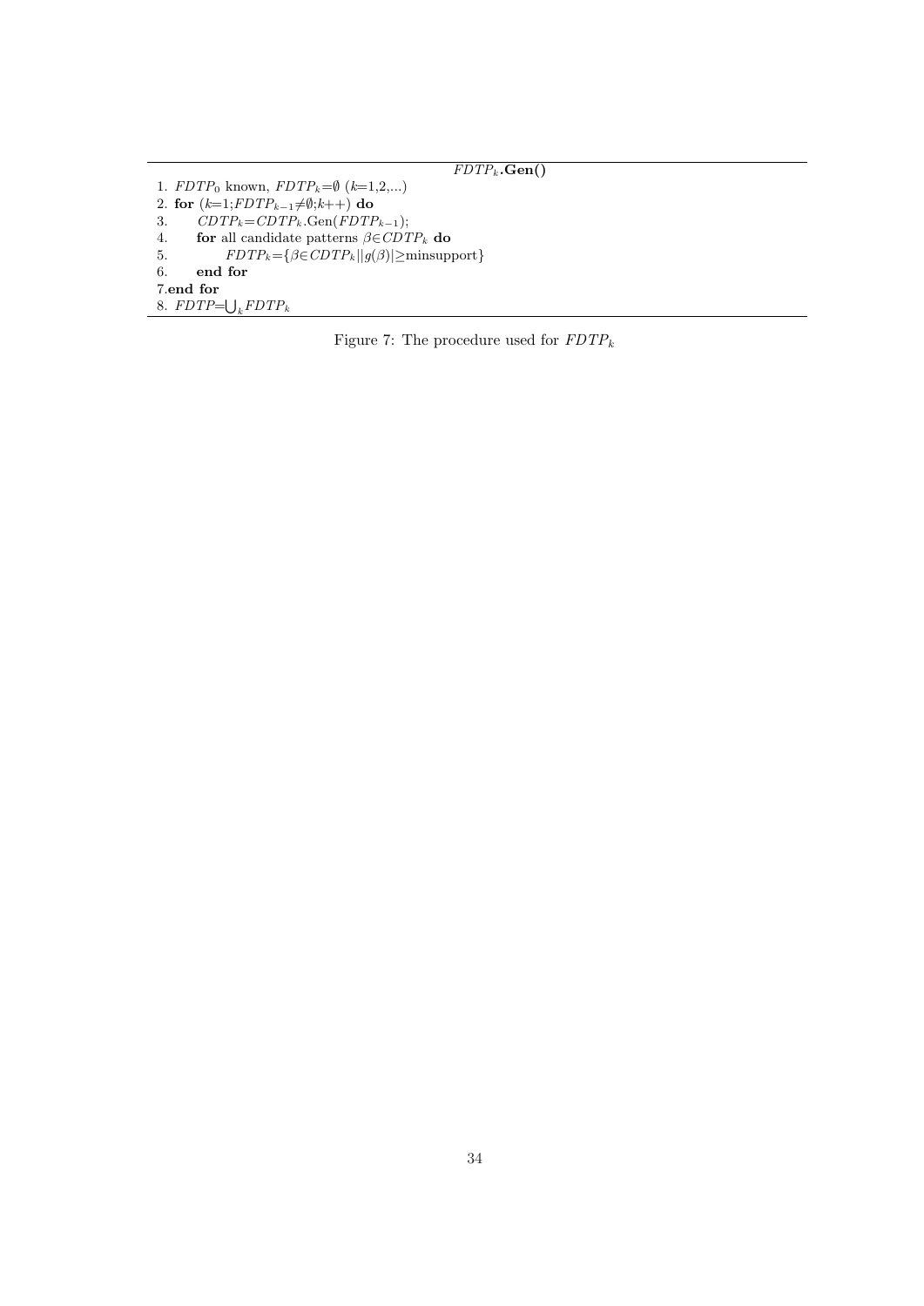**$FDTP_k$.Gen()**

1. $FDTP_0$ known, $FDTP_k$=$\emptyset$ ($k$=1,2,...)
2. **for** ($k$=1;$FDTP_{k-1}\neq\emptyset$;$k$++) **do**
3. $\quad CDTP_k$=$CDTP_k$.Gen($FDTP_{k-1}$);
4. $\quad$ **for** all candidate patterns $\beta\in CDTP_k$ **do**
5. $\quad\quad FDTP_k$=$\{\beta\in CDTP_k \| |g(\beta)|\geq$minsupport$\}$
6. $\quad$ **end for**
7. **end for**
8. $FDTP$=$\bigcup_k FDTP_k$

Figure 7: The procedure used for $FDTP_k$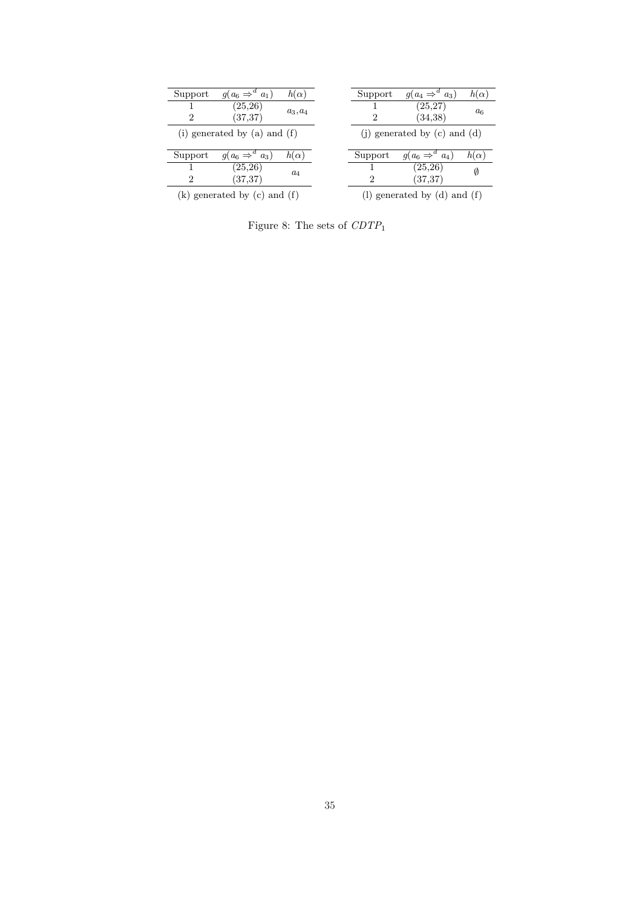| Support | $g(a_6 \Rightarrow^d a_1)$ | $h(\alpha)$ |
|---|---|---|
| 1 | (25,26) | $a_3, a_4$ |
| 2 | (37,37) | |

(i) generated by (a) and (f)

| Support | $g(a_4 \Rightarrow^d a_3)$ | $h(\alpha)$ |
|---|---|---|
| 1 | (25,27) | $a_6$ |
| 2 | (34,38) | |

(j) generated by (c) and (d)

| Support | $g(a_6 \Rightarrow^d a_3)$ | $h(\alpha)$ |
|---|---|---|
| 1 | (25,26) | $a_4$ |
| 2 | (37,37) | |

(k) generated by (c) and (f)

| Support | $g(a_6 \Rightarrow^d a_4)$ | $h(\alpha)$ |
|---|---|---|
| 1 | (25,26) | $\emptyset$ |
| 2 | (37,37) | |

(l) generated by (d) and (f)

Figure 8: The sets of $CDTP_1$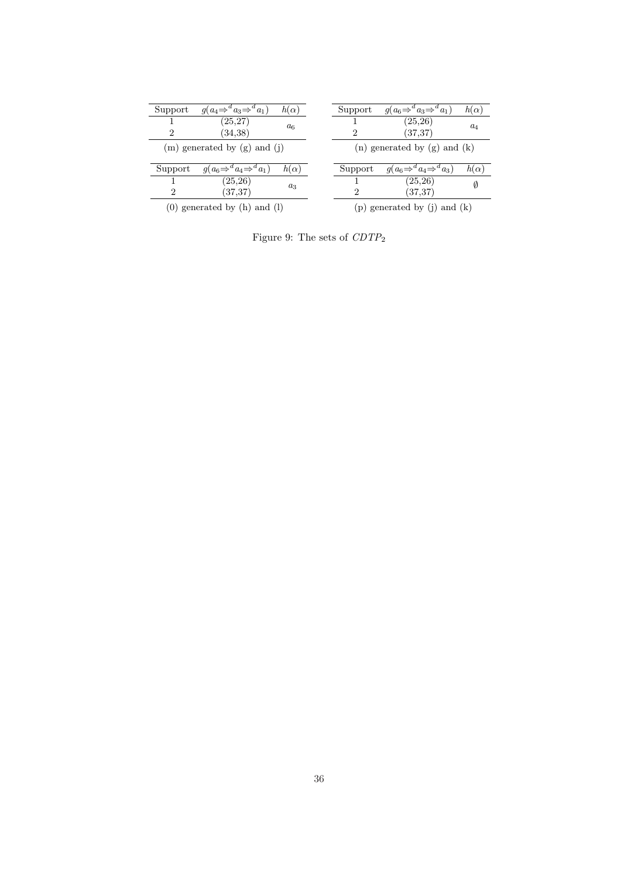| Support | $g(a_4 \Rightarrow^d a_3 \Rightarrow^d a_1)$ | $h(\alpha)$ |
|---|---|---|
| 1 | (25,27) | $a_6$ |
| 2 | (34,38) | |

(m) generated by (g) and (j)

| Support | $g(a_6 \Rightarrow^d a_3 \Rightarrow^d a_1)$ | $h(\alpha)$ |
|---|---|---|
| 1 | (25,26) | $a_4$ |
| 2 | (37,37) | |

(n) generated by (g) and (k)

| Support | $g(a_6 \Rightarrow^d a_4 \Rightarrow^d a_1)$ | $h(\alpha)$ |
|---|---|---|
| 1 | (25,26) | $a_3$ |
| 2 | (37,37) | |

(0) generated by (h) and (l)

| Support | $g(a_6 \Rightarrow^d a_4 \Rightarrow^d a_3)$ | $h(\alpha)$ |
|---|---|---|
| 1 | (25,26) | $\emptyset$ |
| 2 | (37,37) | |

(p) generated by (j) and (k)

Figure 9: The sets of $CDTP_2$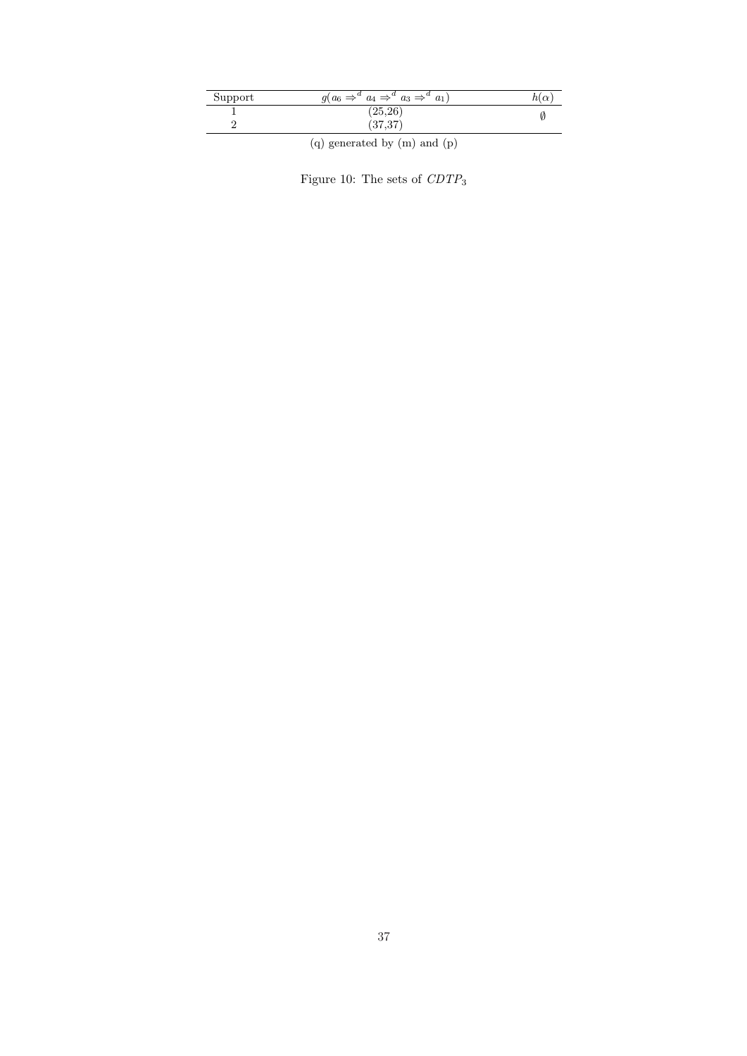| Support | $g(a_6 \Rightarrow^d a_4 \Rightarrow^d a_3 \Rightarrow^d a_1)$ | $h(\alpha)$ |
|---|---|---|
| 1 | (25,26) | $\emptyset$ |
| 2 | (37,37) | |

(q) generated by (m) and (p)

Figure 10: The sets of $CDTP_3$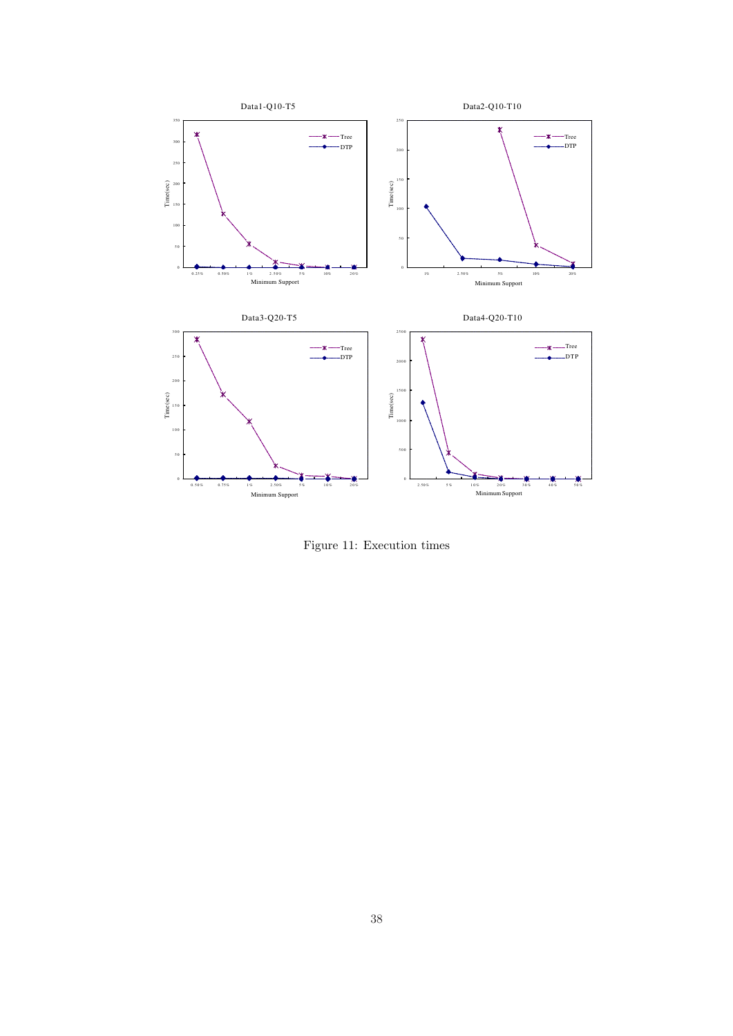Figure 11: Execution times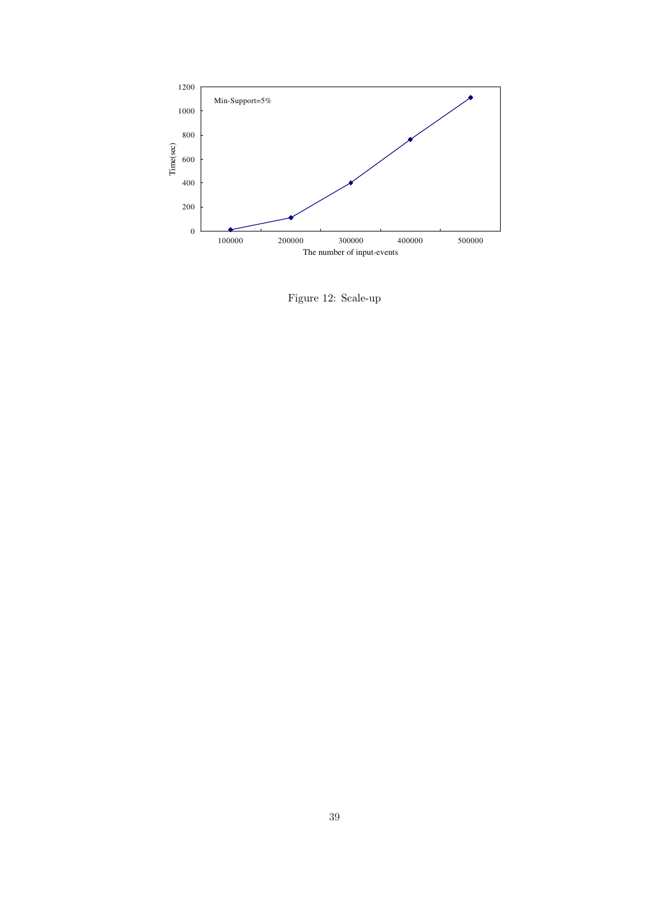Figure 12: Scale-up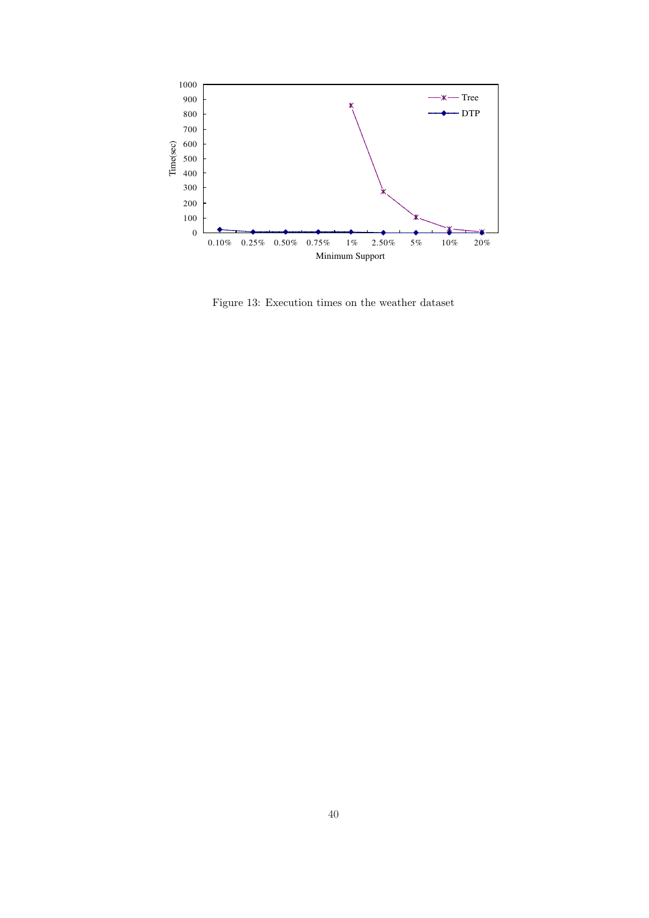Figure 13: Execution times on the weather dataset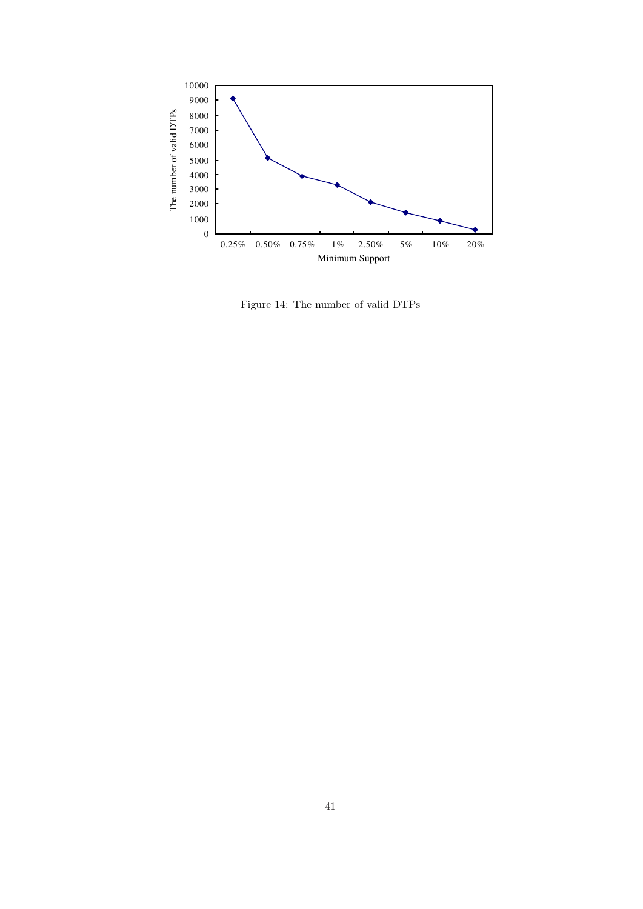The number of valid DTPs

10000
9000
8000
7000
6000
5000
4000
3000
2000
1000
0

0.25% 0.50% 0.75% 1% 2.50% 5% 10% 20%

Minimum Support

Figure 14: The number of valid DTPs